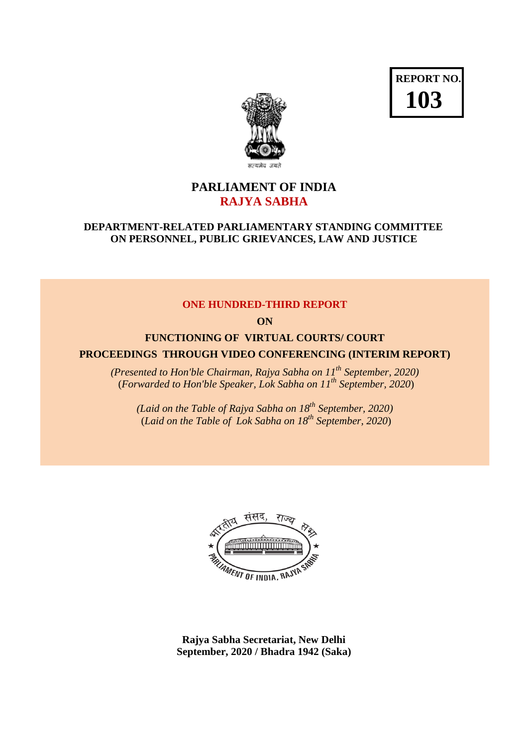**REPORT NO. 103**

# PARLIAMENT OF INDIA
# RAJYA SABHA

## DEPARTMENT-RELATED PARLIAMENTARY STANDING COMMITTEE ON PERSONNEL, PUBLIC GRIEVANCES, LAW AND JUSTICE

### ONE HUNDRED-THIRD REPORT

**ON**

### FUNCTIONING OF VIRTUAL COURTS/ COURT PROCEEDINGS THROUGH VIDEO CONFERENCING (INTERIM REPORT)

*(Presented to Hon'ble Chairman, Rajya Sabha on 11th September, 2020)*
*(Forwarded to Hon'ble Speaker, Lok Sabha on 11th September, 2020)*

*(Laid on the Table of Rajya Sabha on 18th September, 2020)*
*(Laid on the Table of Lok Sabha on 18th September, 2020)*

**Rajya Sabha Secretariat, New Delhi**
**September, 2020 / Bhadra 1942 (Saka)**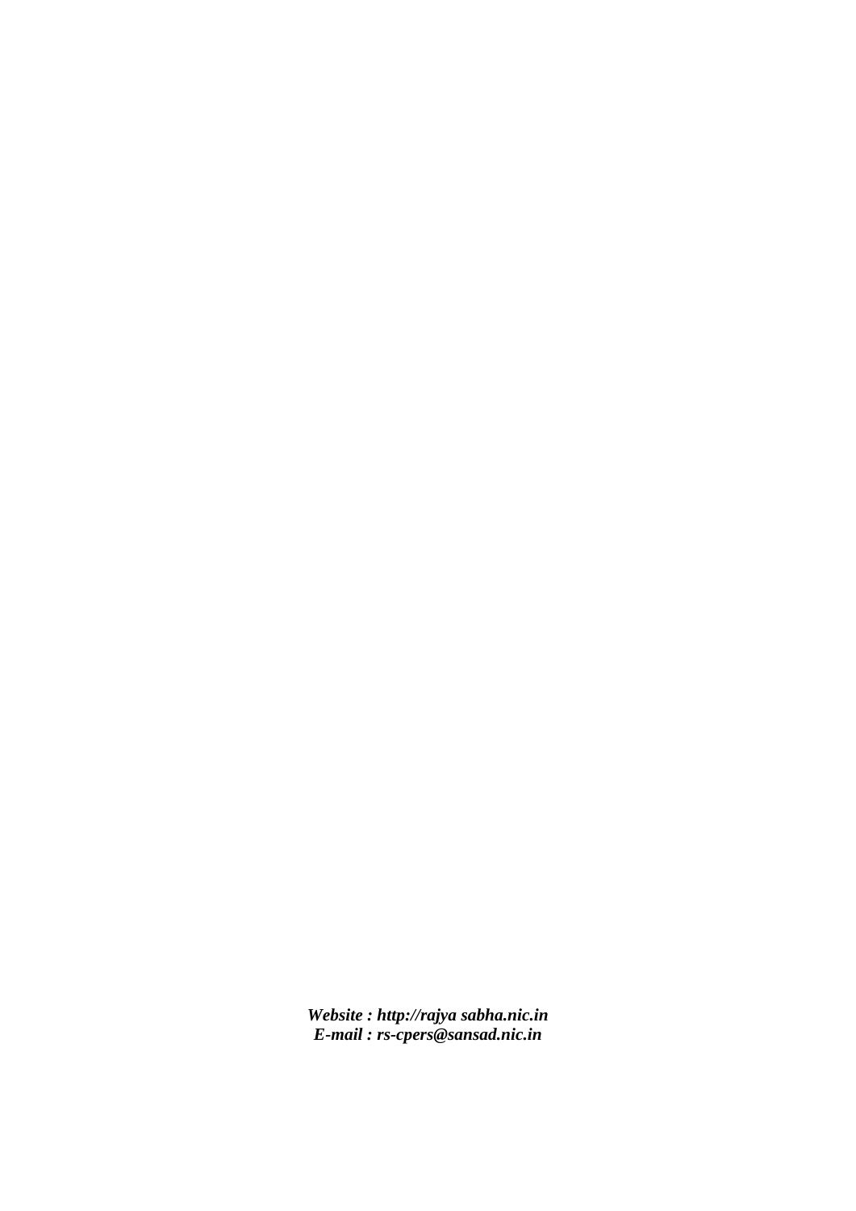***Website : http://rajya sabha.nic.in***
***E-mail : rs-cpers@sansad.nic.in***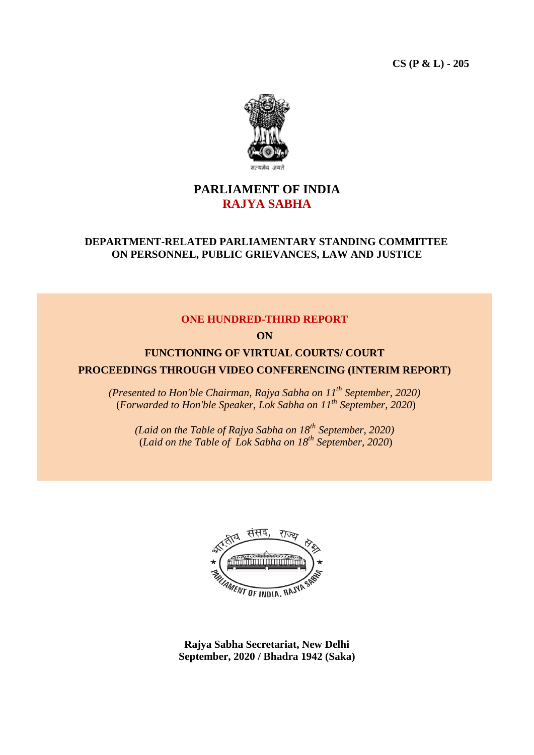**CS (P & L) - 205**

सत्यमेव जयते

# PARLIAMENT OF INDIA
# RAJYA SABHA

## DEPARTMENT-RELATED PARLIAMENTARY STANDING COMMITTEE ON PERSONNEL, PUBLIC GRIEVANCES, LAW AND JUSTICE

**ONE HUNDRED-THIRD REPORT**

**ON**

**FUNCTIONING OF VIRTUAL COURTS/ COURT PROCEEDINGS THROUGH VIDEO CONFERENCING (INTERIM REPORT)**

*(Presented to Hon'ble Chairman, Rajya Sabha on 11th September, 2020)*
(*Forwarded to Hon'ble Speaker, Lok Sabha on 11th September, 2020*)

*(Laid on the Table of Rajya Sabha on 18th September, 2020)*
(*Laid on the Table of Lok Sabha on 18th September, 2020*)

भारतीय संसद, राज्य सभा
PARLIAMENT OF INDIA, RAJYA SABHA

**Rajya Sabha Secretariat, New Delhi**
**September, 2020 / Bhadra 1942 (Saka)**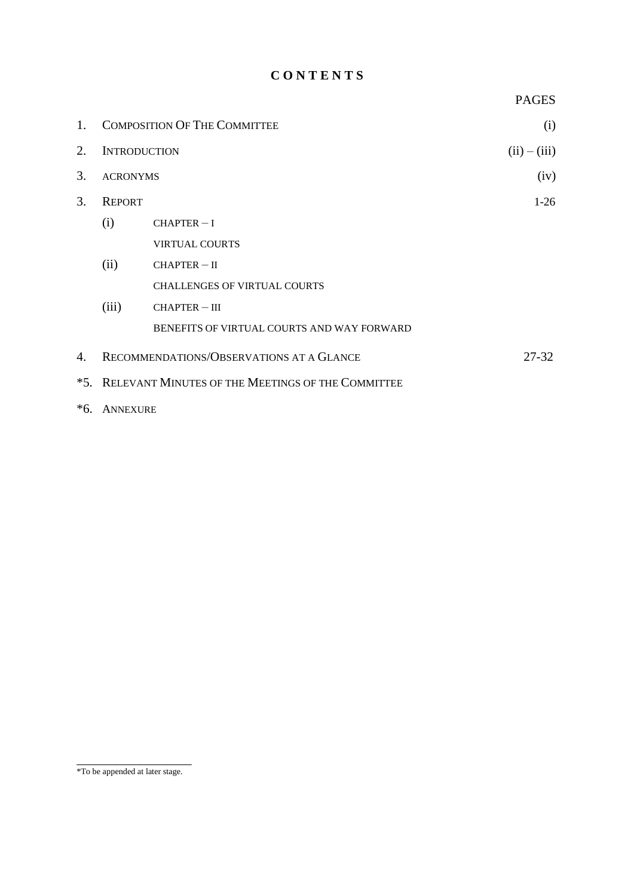# CONTENTS

| | | PAGES |
|---|---|---|
| 1. | COMPOSITION OF THE COMMITTEE | (i) |
| 2. | INTRODUCTION | (ii) – (iii) |
| 3. | ACRONYMS | (iv) |
| 3. | REPORT | 1-26 |
| | (i) CHAPTER – I<br>VIRTUAL COURTS | |
| | (ii) CHAPTER – II<br>CHALLENGES OF VIRTUAL COURTS | |
| | (iii) CHAPTER – III<br>BENEFITS OF VIRTUAL COURTS AND WAY FORWARD | |
| 4. | RECOMMENDATIONS/OBSERVATIONS AT A GLANCE | 27-32 |
| *5. | RELEVANT MINUTES OF THE MEETINGS OF THE COMMITTEE | |
| *6. | ANNEXURE | |

*To be appended at later stage.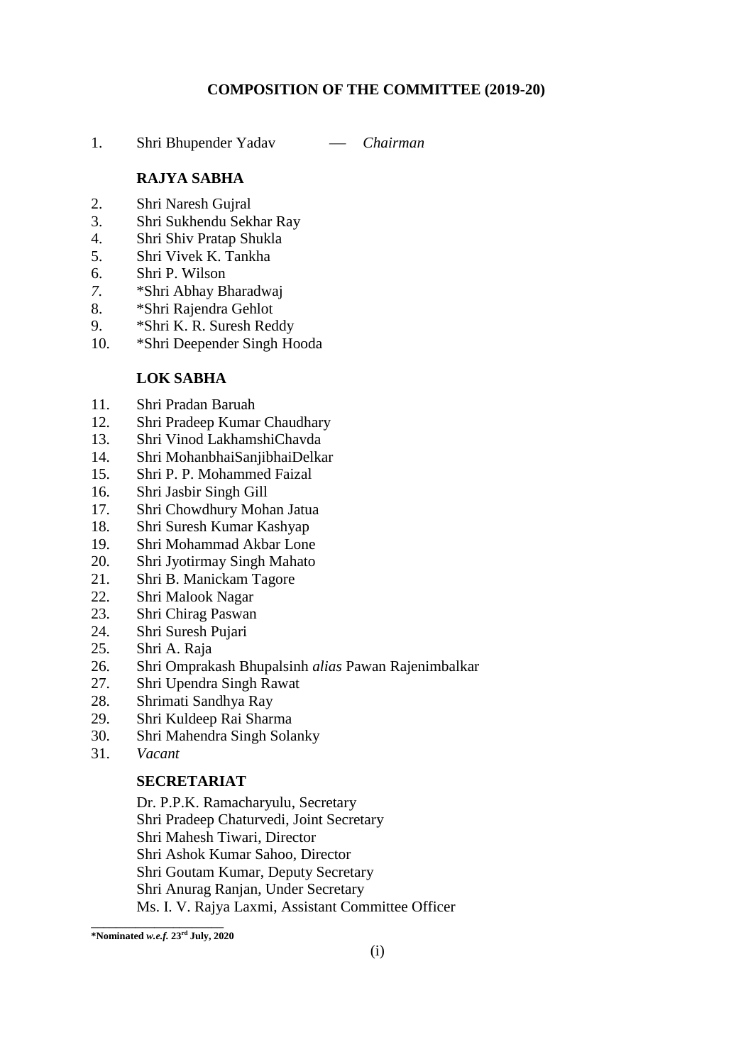## COMPOSITION OF THE COMMITTEE (2019-20)

1. Shri Bhupender Yadav — *Chairman*

### RAJYA SABHA

2. Shri Naresh Gujral
3. Shri Sukhendu Sekhar Ray
4. Shri Shiv Pratap Shukla
5. Shri Vivek K. Tankha
6. Shri P. Wilson
7. *Shri Abhay Bharadwaj
8. *Shri Rajendra Gehlot
9. *Shri K. R. Suresh Reddy
10. *Shri Deepender Singh Hooda

### LOK SABHA

11. Shri Pradan Baruah
12. Shri Pradeep Kumar Chaudhary
13. Shri Vinod LakhamshiChavda
14. Shri MohanbhaiSanjibhaiDelkar
15. Shri P. P. Mohammed Faizal
16. Shri Jasbir Singh Gill
17. Shri Chowdhury Mohan Jatua
18. Shri Suresh Kumar Kashyap
19. Shri Mohammad Akbar Lone
20. Shri Jyotirmay Singh Mahato
21. Shri B. Manickam Tagore
22. Shri Malook Nagar
23. Shri Chirag Paswan
24. Shri Suresh Pujari
25. Shri A. Raja
26. Shri Omprakash Bhupalsinh *alias* Pawan Rajenimbalkar
27. Shri Upendra Singh Rawat
28. Shrimati Sandhya Ray
29. Shri Kuldeep Rai Sharma
30. Shri Mahendra Singh Solanky
31. *Vacant*

### SECRETARIAT

Dr. P.P.K. Ramacharyulu, Secretary
Shri Pradeep Chaturvedi, Joint Secretary
Shri Mahesh Tiwari, Director
Shri Ashok Kumar Sahoo, Director
Shri Goutam Kumar, Deputy Secretary
Shri Anurag Ranjan, Under Secretary
Ms. I. V. Rajya Laxmi, Assistant Committee Officer

---

**\*Nominated *w.e.f.* 23rd July, 2020**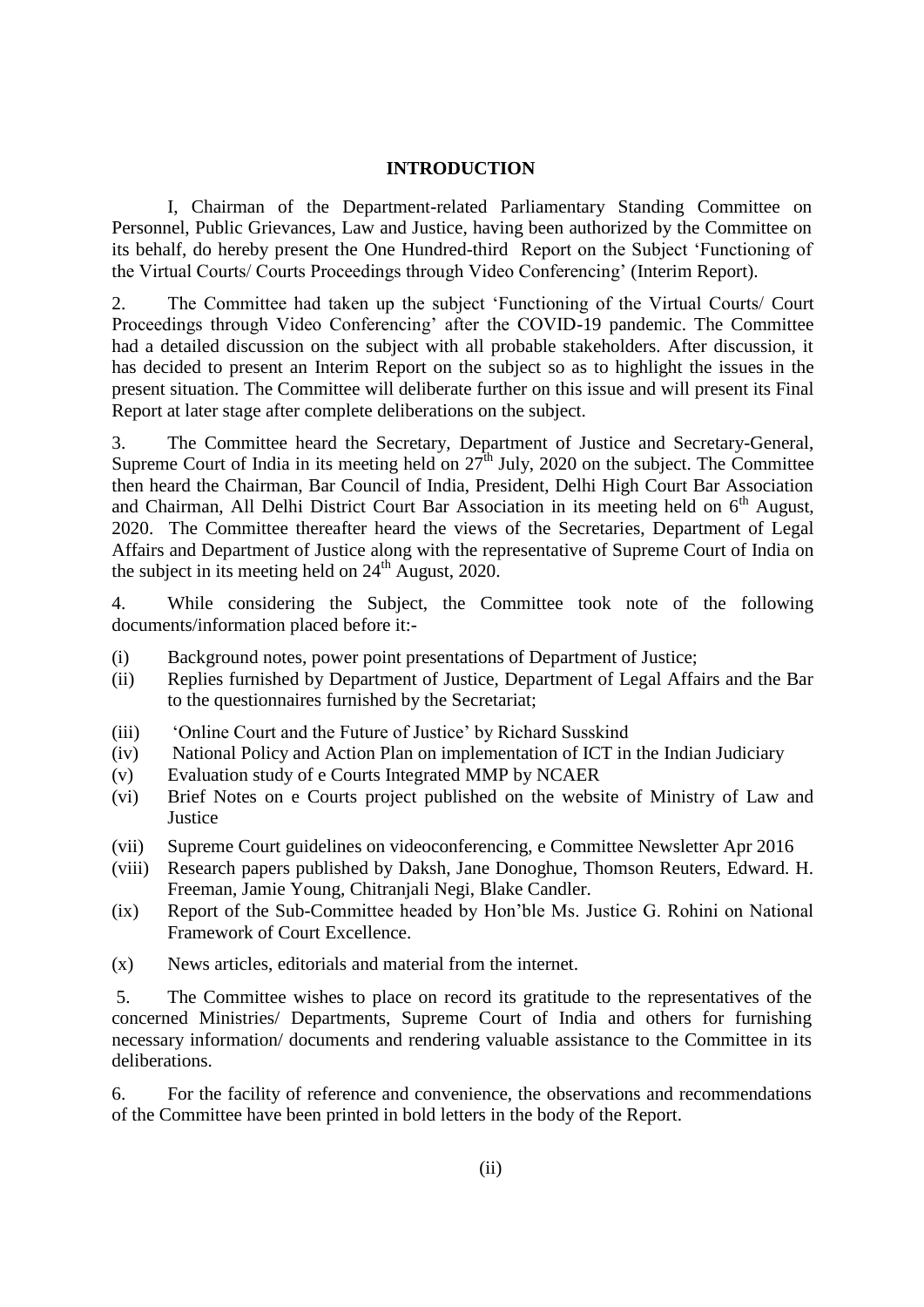## INTRODUCTION

I, Chairman of the Department-related Parliamentary Standing Committee on Personnel, Public Grievances, Law and Justice, having been authorized by the Committee on its behalf, do hereby present the One Hundred-third Report on the Subject 'Functioning of the Virtual Courts/ Courts Proceedings through Video Conferencing' (Interim Report).

2. The Committee had taken up the subject 'Functioning of the Virtual Courts/ Court Proceedings through Video Conferencing' after the COVID-19 pandemic. The Committee had a detailed discussion on the subject with all probable stakeholders. After discussion, it has decided to present an Interim Report on the subject so as to highlight the issues in the present situation. The Committee will deliberate further on this issue and will present its Final Report at later stage after complete deliberations on the subject.

3. The Committee heard the Secretary, Department of Justice and Secretary-General, Supreme Court of India in its meeting held on 27th July, 2020 on the subject. The Committee then heard the Chairman, Bar Council of India, President, Delhi High Court Bar Association and Chairman, All Delhi District Court Bar Association in its meeting held on 6th August, 2020. The Committee thereafter heard the views of the Secretaries, Department of Legal Affairs and Department of Justice along with the representative of Supreme Court of India on the subject in its meeting held on 24th August, 2020.

4. While considering the Subject, the Committee took note of the following documents/information placed before it:-

- (i) Background notes, power point presentations of Department of Justice;
- (ii) Replies furnished by Department of Justice, Department of Legal Affairs and the Bar to the questionnaires furnished by the Secretariat;
- (iii) 'Online Court and the Future of Justice' by Richard Susskind
- (iv) National Policy and Action Plan on implementation of ICT in the Indian Judiciary
- (v) Evaluation study of e Courts Integrated MMP by NCAER
- (vi) Brief Notes on e Courts project published on the website of Ministry of Law and Justice
- (vii) Supreme Court guidelines on videoconferencing, e Committee Newsletter Apr 2016
- (viii) Research papers published by Daksh, Jane Donoghue, Thomson Reuters, Edward. H. Freeman, Jamie Young, Chitranjali Negi, Blake Candler.
- (ix) Report of the Sub-Committee headed by Hon'ble Ms. Justice G. Rohini on National Framework of Court Excellence.
- (x) News articles, editorials and material from the internet.

5. The Committee wishes to place on record its gratitude to the representatives of the concerned Ministries/ Departments, Supreme Court of India and others for furnishing necessary information/ documents and rendering valuable assistance to the Committee in its deliberations.

6. For the facility of reference and convenience, the observations and recommendations of the Committee have been printed in bold letters in the body of the Report.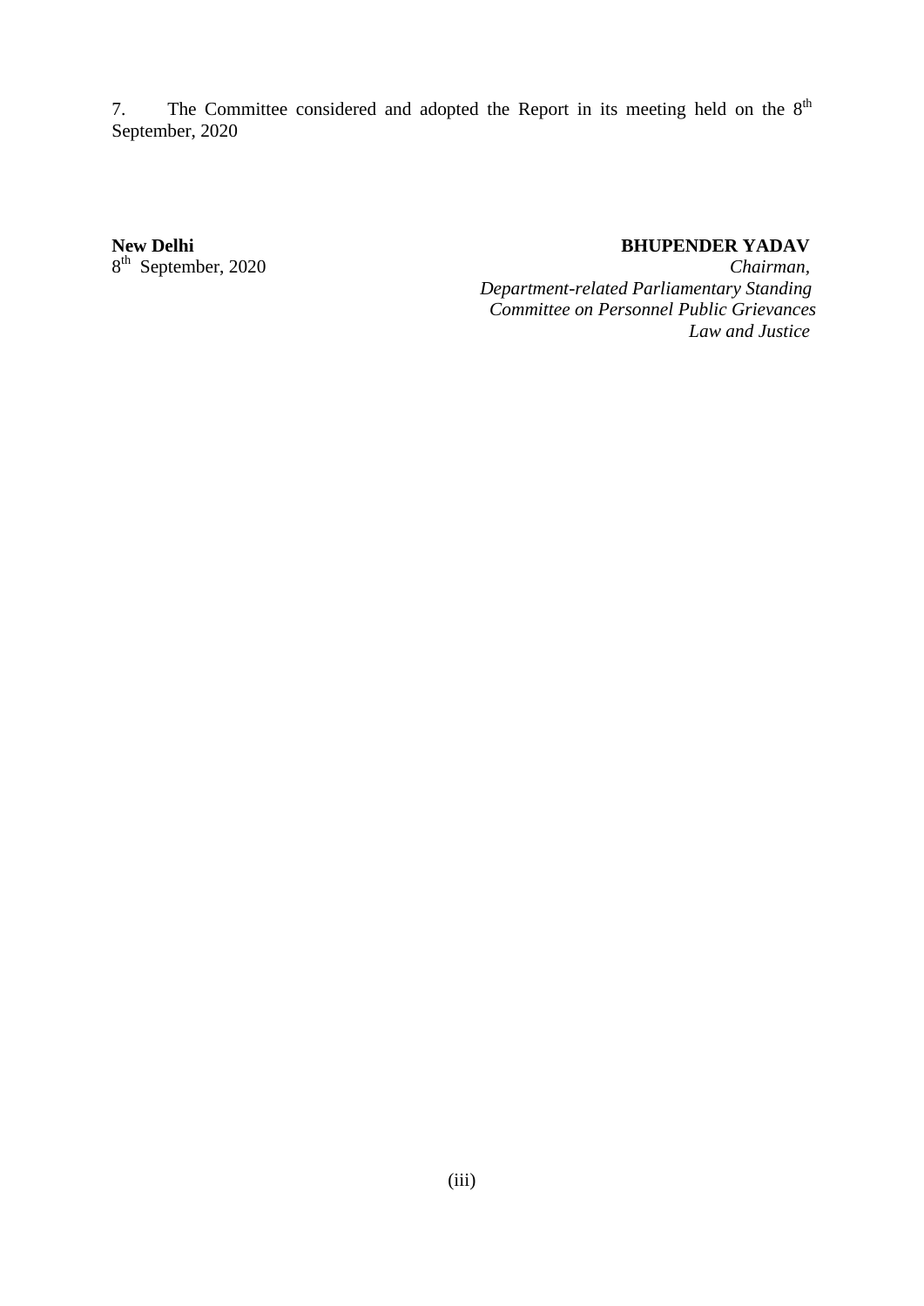7. The Committee considered and adopted the Report in its meeting held on the 8th September, 2020

**New Delhi**
8th September, 2020

**BHUPENDER YADAV**
*Chairman,*
*Department-related Parliamentary Standing Committee on Personnel Public Grievances Law and Justice*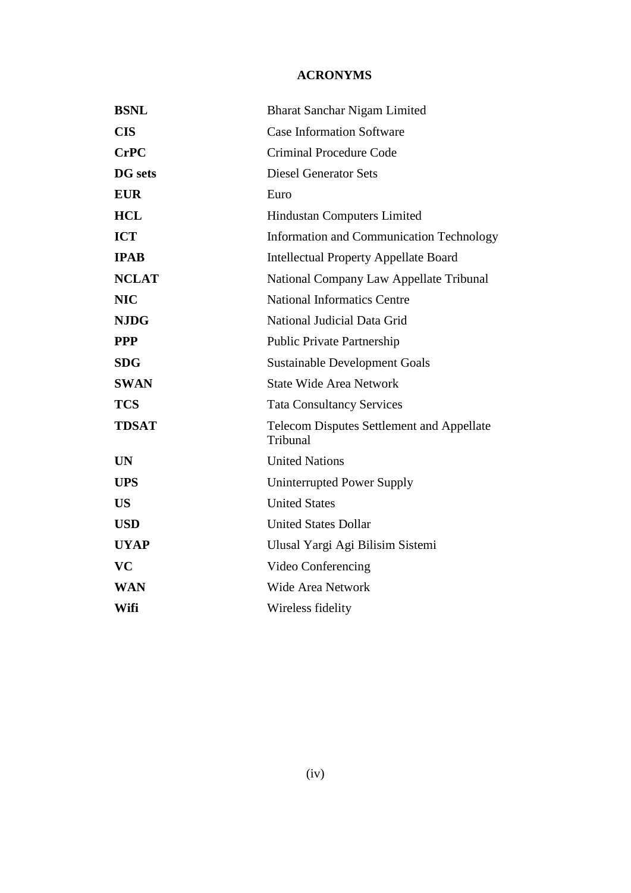# ACRONYMS

| | |
|---|---|
| **BSNL** | Bharat Sanchar Nigam Limited |
| **CIS** | Case Information Software |
| **CrPC** | Criminal Procedure Code |
| **DG sets** | Diesel Generator Sets |
| **EUR** | Euro |
| **HCL** | Hindustan Computers Limited |
| **ICT** | Information and Communication Technology |
| **IPAB** | Intellectual Property Appellate Board |
| **NCLAT** | National Company Law Appellate Tribunal |
| **NIC** | National Informatics Centre |
| **NJDG** | National Judicial Data Grid |
| **PPP** | Public Private Partnership |
| **SDG** | Sustainable Development Goals |
| **SWAN** | State Wide Area Network |
| **TCS** | Tata Consultancy Services |
| **TDSAT** | Telecom Disputes Settlement and Appellate Tribunal |
| **UN** | United Nations |
| **UPS** | Uninterrupted Power Supply |
| **US** | United States |
| **USD** | United States Dollar |
| **UYAP** | Ulusal Yargi Agi Bilisim Sistemi |
| **VC** | Video Conferencing |
| **WAN** | Wide Area Network |
| **Wifi** | Wireless fidelity |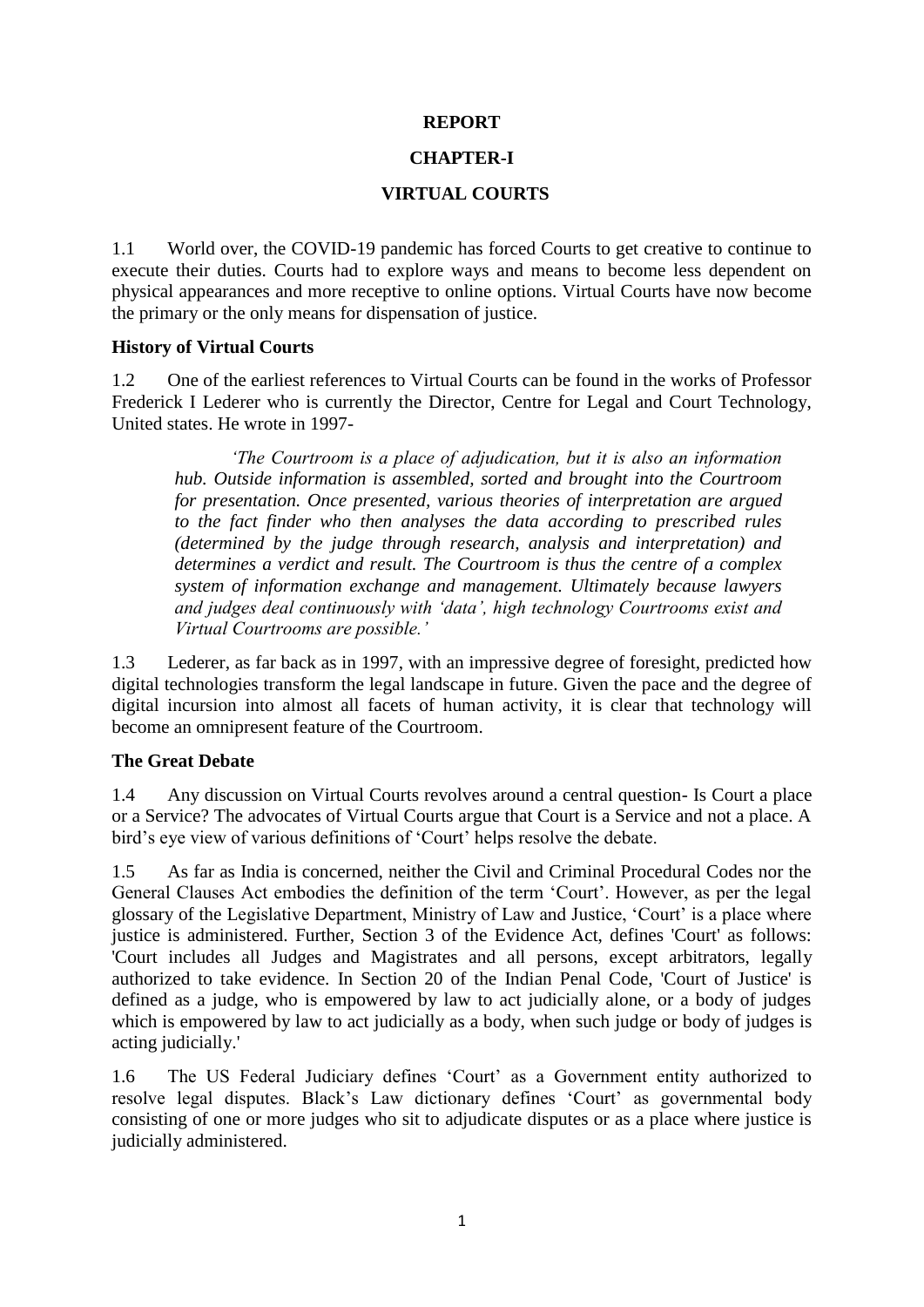# REPORT

## CHAPTER-I

## VIRTUAL COURTS

1.1 World over, the COVID-19 pandemic has forced Courts to get creative to continue to execute their duties. Courts had to explore ways and means to become less dependent on physical appearances and more receptive to online options. Virtual Courts have now become the primary or the only means for dispensation of justice.

### History of Virtual Courts

1.2 One of the earliest references to Virtual Courts can be found in the works of Professor Frederick I Lederer who is currently the Director, Centre for Legal and Court Technology, United states. He wrote in 1997-

> *'The Courtroom is a place of adjudication, but it is also an information hub. Outside information is assembled, sorted and brought into the Courtroom for presentation. Once presented, various theories of interpretation are argued to the fact finder who then analyses the data according to prescribed rules (determined by the judge through research, analysis and interpretation) and determines a verdict and result. The Courtroom is thus the centre of a complex system of information exchange and management. Ultimately because lawyers and judges deal continuously with 'data', high technology Courtrooms exist and Virtual Courtrooms are possible.'*

1.3 Lederer, as far back as in 1997, with an impressive degree of foresight, predicted how digital technologies transform the legal landscape in future. Given the pace and the degree of digital incursion into almost all facets of human activity, it is clear that technology will become an omnipresent feature of the Courtroom.

### The Great Debate

1.4 Any discussion on Virtual Courts revolves around a central question- Is Court a place or a Service? The advocates of Virtual Courts argue that Court is a Service and not a place. A bird's eye view of various definitions of 'Court' helps resolve the debate.

1.5 As far as India is concerned, neither the Civil and Criminal Procedural Codes nor the General Clauses Act embodies the definition of the term 'Court'. However, as per the legal glossary of the Legislative Department, Ministry of Law and Justice, 'Court' is a place where justice is administered. Further, Section 3 of the Evidence Act, defines 'Court' as follows: 'Court includes all Judges and Magistrates and all persons, except arbitrators, legally authorized to take evidence. In Section 20 of the Indian Penal Code, 'Court of Justice' is defined as a judge, who is empowered by law to act judicially alone, or a body of judges which is empowered by law to act judicially as a body, when such judge or body of judges is acting judicially.'

1.6 The US Federal Judiciary defines 'Court' as a Government entity authorized to resolve legal disputes. Black's Law dictionary defines 'Court' as governmental body consisting of one or more judges who sit to adjudicate disputes or as a place where justice is judicially administered.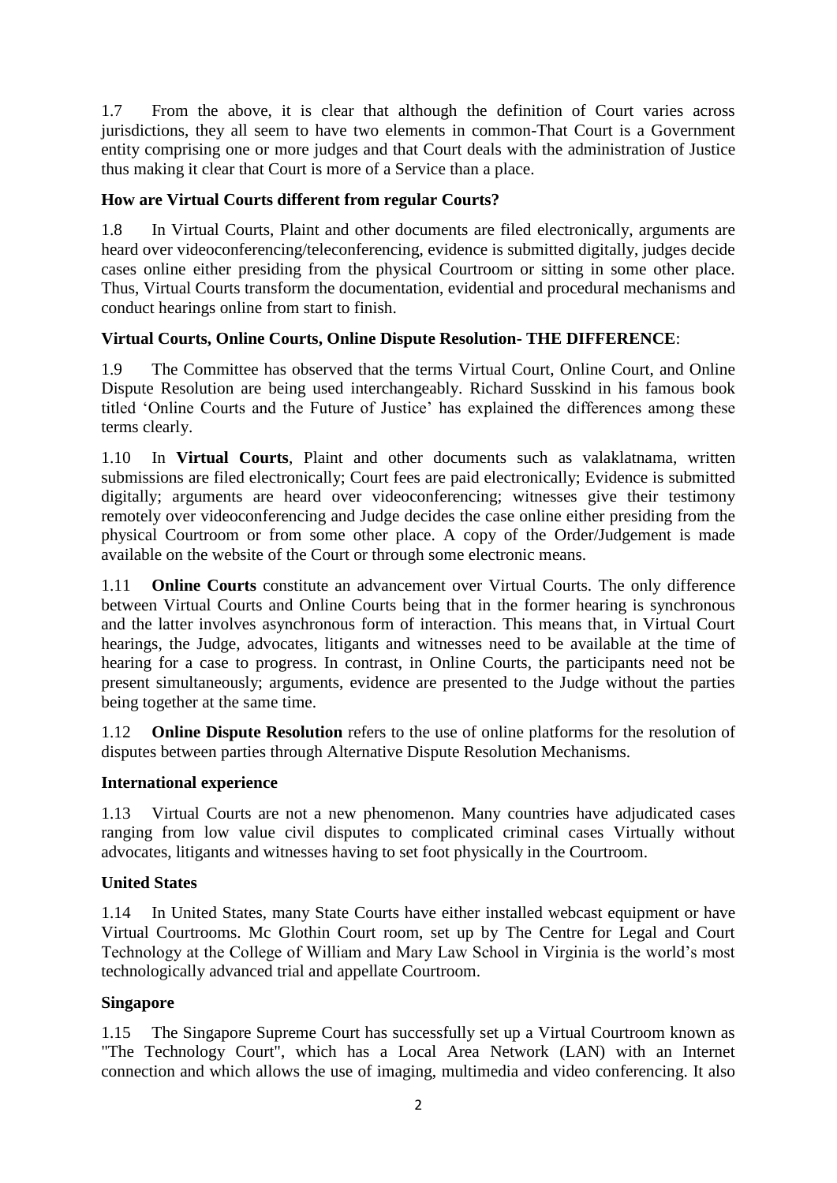1.7 From the above, it is clear that although the definition of Court varies across jurisdictions, they all seem to have two elements in common-That Court is a Government entity comprising one or more judges and that Court deals with the administration of Justice thus making it clear that Court is more of a Service than a place.

**How are Virtual Courts different from regular Courts?**

1.8 In Virtual Courts, Plaint and other documents are filed electronically, arguments are heard over videoconferencing/teleconferencing, evidence is submitted digitally, judges decide cases online either presiding from the physical Courtroom or sitting in some other place. Thus, Virtual Courts transform the documentation, evidential and procedural mechanisms and conduct hearings online from start to finish.

**Virtual Courts, Online Courts, Online Dispute Resolution- THE DIFFERENCE**:

1.9 The Committee has observed that the terms Virtual Court, Online Court, and Online Dispute Resolution are being used interchangeably. Richard Susskind in his famous book titled 'Online Courts and the Future of Justice' has explained the differences among these terms clearly.

1.10 In **Virtual Courts**, Plaint and other documents such as valaklatnama, written submissions are filed electronically; Court fees are paid electronically; Evidence is submitted digitally; arguments are heard over videoconferencing; witnesses give their testimony remotely over videoconferencing and Judge decides the case online either presiding from the physical Courtroom or from some other place. A copy of the Order/Judgement is made available on the website of the Court or through some electronic means.

1.11 **Online Courts** constitute an advancement over Virtual Courts. The only difference between Virtual Courts and Online Courts being that in the former hearing is synchronous and the latter involves asynchronous form of interaction. This means that, in Virtual Court hearings, the Judge, advocates, litigants and witnesses need to be available at the time of hearing for a case to progress. In contrast, in Online Courts, the participants need not be present simultaneously; arguments, evidence are presented to the Judge without the parties being together at the same time.

1.12 **Online Dispute Resolution** refers to the use of online platforms for the resolution of disputes between parties through Alternative Dispute Resolution Mechanisms.

**International experience**

1.13 Virtual Courts are not a new phenomenon. Many countries have adjudicated cases ranging from low value civil disputes to complicated criminal cases Virtually without advocates, litigants and witnesses having to set foot physically in the Courtroom.

**United States**

1.14 In United States, many State Courts have either installed webcast equipment or have Virtual Courtrooms. Mc Glothin Court room, set up by The Centre for Legal and Court Technology at the College of William and Mary Law School in Virginia is the world's most technologically advanced trial and appellate Courtroom.

**Singapore**

1.15 The Singapore Supreme Court has successfully set up a Virtual Courtroom known as "The Technology Court", which has a Local Area Network (LAN) with an Internet connection and which allows the use of imaging, multimedia and video conferencing. It also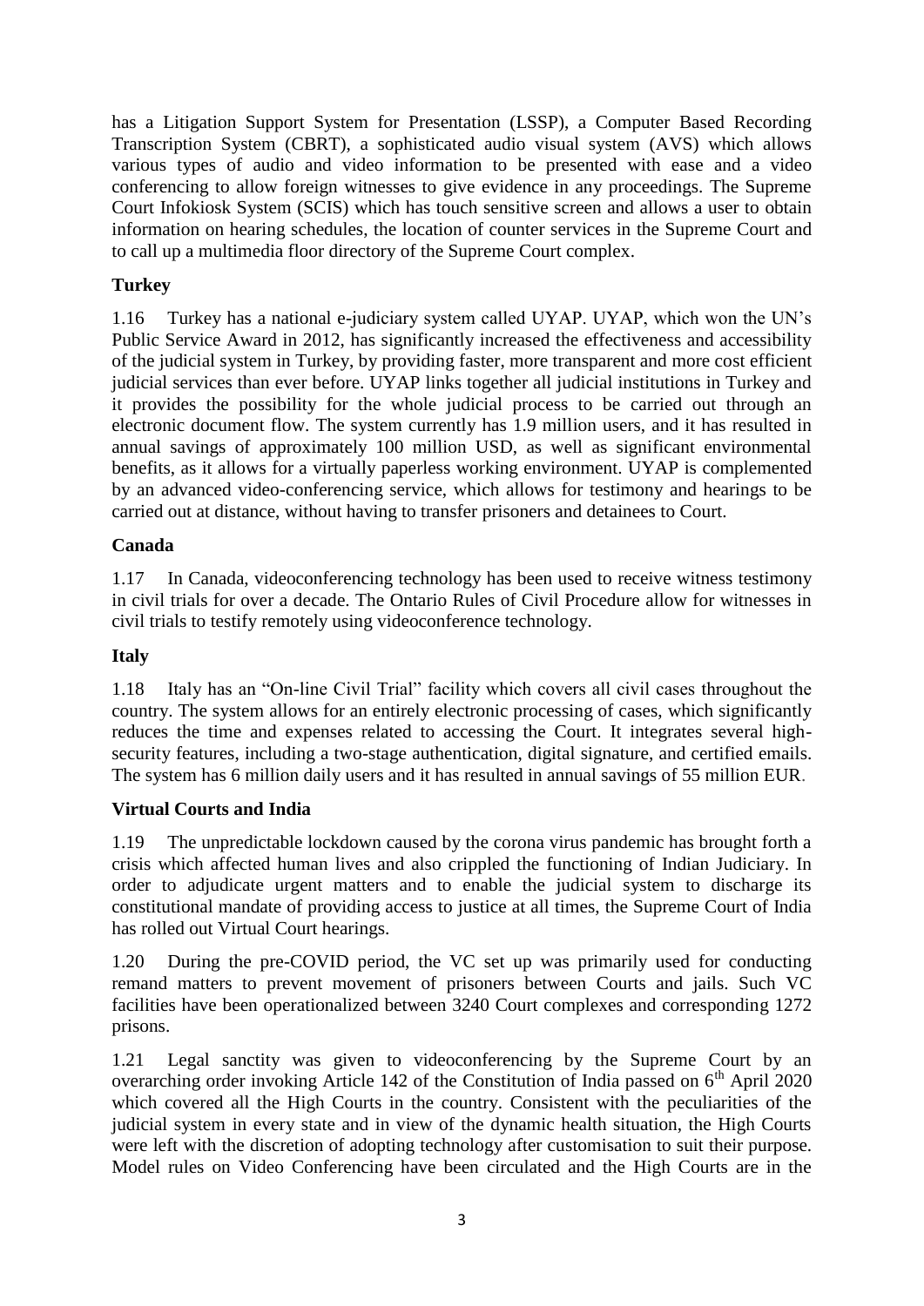has a Litigation Support System for Presentation (LSSP), a Computer Based Recording Transcription System (CBRT), a sophisticated audio visual system (AVS) which allows various types of audio and video information to be presented with ease and a video conferencing to allow foreign witnesses to give evidence in any proceedings. The Supreme Court Infokiosk System (SCIS) which has touch sensitive screen and allows a user to obtain information on hearing schedules, the location of counter services in the Supreme Court and to call up a multimedia floor directory of the Supreme Court complex.

**Turkey**

1.16 Turkey has a national e-judiciary system called UYAP. UYAP, which won the UN's Public Service Award in 2012, has significantly increased the effectiveness and accessibility of the judicial system in Turkey, by providing faster, more transparent and more cost efficient judicial services than ever before. UYAP links together all judicial institutions in Turkey and it provides the possibility for the whole judicial process to be carried out through an electronic document flow. The system currently has 1.9 million users, and it has resulted in annual savings of approximately 100 million USD, as well as significant environmental benefits, as it allows for a virtually paperless working environment. UYAP is complemented by an advanced video-conferencing service, which allows for testimony and hearings to be carried out at distance, without having to transfer prisoners and detainees to Court.

**Canada**

1.17 In Canada, videoconferencing technology has been used to receive witness testimony in civil trials for over a decade. The Ontario Rules of Civil Procedure allow for witnesses in civil trials to testify remotely using videoconference technology.

**Italy**

1.18 Italy has an "On-line Civil Trial" facility which covers all civil cases throughout the country. The system allows for an entirely electronic processing of cases, which significantly reduces the time and expenses related to accessing the Court. It integrates several high-security features, including a two-stage authentication, digital signature, and certified emails. The system has 6 million daily users and it has resulted in annual savings of 55 million EUR.

**Virtual Courts and India**

1.19 The unpredictable lockdown caused by the corona virus pandemic has brought forth a crisis which affected human lives and also crippled the functioning of Indian Judiciary. In order to adjudicate urgent matters and to enable the judicial system to discharge its constitutional mandate of providing access to justice at all times, the Supreme Court of India has rolled out Virtual Court hearings.

1.20 During the pre-COVID period, the VC set up was primarily used for conducting remand matters to prevent movement of prisoners between Courts and jails. Such VC facilities have been operationalized between 3240 Court complexes and corresponding 1272 prisons.

1.21 Legal sanctity was given to videoconferencing by the Supreme Court by an overarching order invoking Article 142 of the Constitution of India passed on 6th April 2020 which covered all the High Courts in the country. Consistent with the peculiarities of the judicial system in every state and in view of the dynamic health situation, the High Courts were left with the discretion of adopting technology after customisation to suit their purpose. Model rules on Video Conferencing have been circulated and the High Courts are in the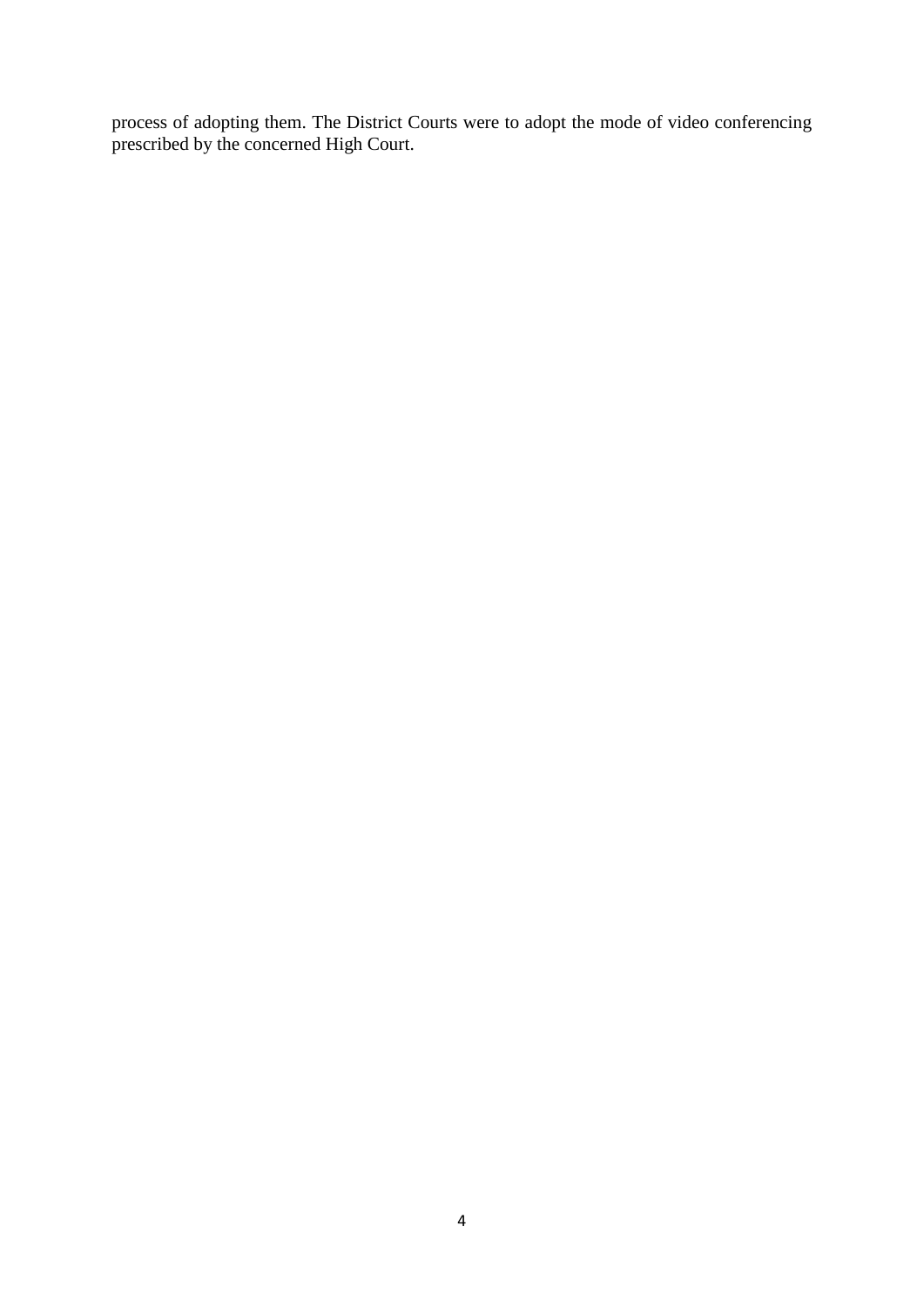process of adopting them. The District Courts were to adopt the mode of video conferencing prescribed by the concerned High Court.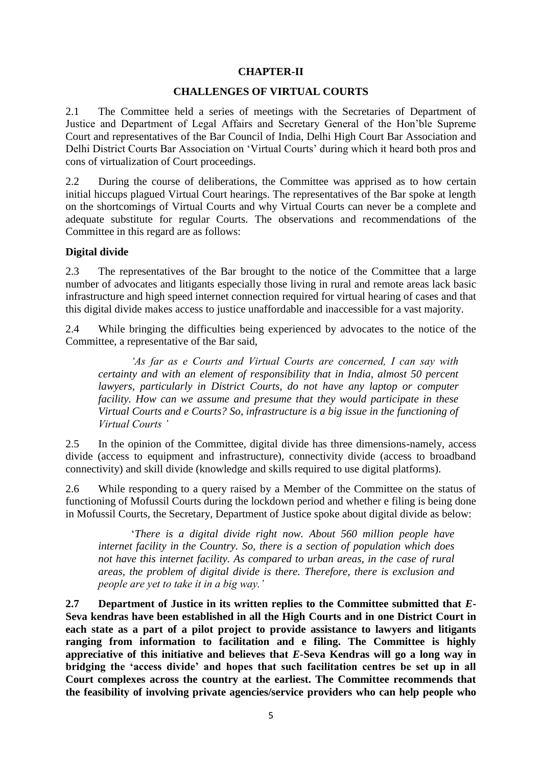## CHAPTER-II

## CHALLENGES OF VIRTUAL COURTS

2.1 The Committee held a series of meetings with the Secretaries of Department of Justice and Department of Legal Affairs and Secretary General of the Hon'ble Supreme Court and representatives of the Bar Council of India, Delhi High Court Bar Association and Delhi District Courts Bar Association on 'Virtual Courts' during which it heard both pros and cons of virtualization of Court proceedings.

2.2 During the course of deliberations, the Committee was apprised as to how certain initial hiccups plagued Virtual Court hearings. The representatives of the Bar spoke at length on the shortcomings of Virtual Courts and why Virtual Courts can never be a complete and adequate substitute for regular Courts. The observations and recommendations of the Committee in this regard are as follows:

### Digital divide

2.3 The representatives of the Bar brought to the notice of the Committee that a large number of advocates and litigants especially those living in rural and remote areas lack basic infrastructure and high speed internet connection required for virtual hearing of cases and that this digital divide makes access to justice unaffordable and inaccessible for a vast majority.

2.4 While bringing the difficulties being experienced by advocates to the notice of the Committee, a representative of the Bar said,

> *'As far as e Courts and Virtual Courts are concerned, I can say with certainty and with an element of responsibility that in India, almost 50 percent lawyers, particularly in District Courts, do not have any laptop or computer facility. How can we assume and presume that they would participate in these Virtual Courts and e Courts? So, infrastructure is a big issue in the functioning of Virtual Courts '*

2.5 In the opinion of the Committee, digital divide has three dimensions-namely, access divide (access to equipment and infrastructure), connectivity divide (access to broadband connectivity) and skill divide (knowledge and skills required to use digital platforms).

2.6 While responding to a query raised by a Member of the Committee on the status of functioning of Mofussil Courts during the lockdown period and whether e filing is being done in Mofussil Courts, the Secretary, Department of Justice spoke about digital divide as below:

> '*There is a digital divide right now. About 560 million people have internet facility in the Country. So, there is a section of population which does not have this internet facility. As compared to urban areas, in the case of rural areas, the problem of digital divide is there. Therefore, there is exclusion and people are yet to take it in a big way.'*

**2.7 Department of Justice in its written replies to the Committee submitted that *E*-Seva kendras have been established in all the High Courts and in one District Court in each state as a part of a pilot project to provide assistance to lawyers and litigants ranging from information to facilitation and e filing. The Committee is highly appreciative of this initiative and believes that *E*-Seva Kendras will go a long way in bridging the 'access divide' and hopes that such facilitation centres be set up in all Court complexes across the country at the earliest. The Committee recommends that the feasibility of involving private agencies/service providers who can help people who**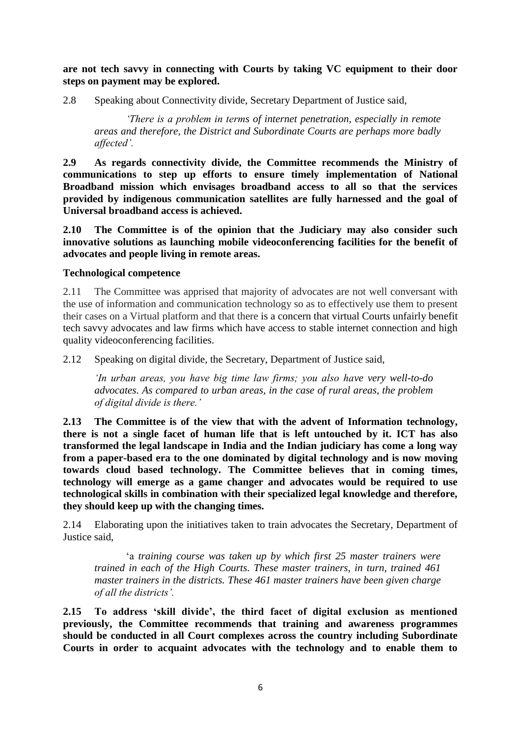**are not tech savvy in connecting with Courts by taking VC equipment to their door steps on payment may be explored.**

2.8 Speaking about Connectivity divide, Secretary Department of Justice said,

> *'There is a problem in terms of internet penetration, especially in remote areas and therefore, the District and Subordinate Courts are perhaps more badly affected'.*

**2.9 As regards connectivity divide, the Committee recommends the Ministry of communications to step up efforts to ensure timely implementation of National Broadband mission which envisages broadband access to all so that the services provided by indigenous communication satellites are fully harnessed and the goal of Universal broadband access is achieved.**

**2.10 The Committee is of the opinion that the Judiciary may also consider such innovative solutions as launching mobile videoconferencing facilities for the benefit of advocates and people living in remote areas.**

**Technological competence**

2.11 The Committee was apprised that majority of advocates are not well conversant with the use of information and communication technology so as to effectively use them to present their cases on a Virtual platform and that there is a concern that virtual Courts unfairly benefit tech savvy advocates and law firms which have access to stable internet connection and high quality videoconferencing facilities.

2.12 Speaking on digital divide, the Secretary, Department of Justice said,

> *'In urban areas, you have big time law firms; you also have very well-to-do advocates. As compared to urban areas, in the case of rural areas, the problem of digital divide is there.'*

**2.13 The Committee is of the view that with the advent of Information technology, there is not a single facet of human life that is left untouched by it. ICT has also transformed the legal landscape in India and the Indian judiciary has come a long way from a paper-based era to the one dominated by digital technology and is now moving towards cloud based technology. The Committee believes that in coming times, technology will emerge as a game changer and advocates would be required to use technological skills in combination with their specialized legal knowledge and therefore, they should keep up with the changing times.**

2.14 Elaborating upon the initiatives taken to train advocates the Secretary, Department of Justice said,

> 'a *training course was taken up by which first 25 master trainers were trained in each of the High Courts. These master trainers, in turn, trained 461 master trainers in the districts. These 461 master trainers have been given charge of all the districts'.*

**2.15 To address 'skill divide', the third facet of digital exclusion as mentioned previously, the Committee recommends that training and awareness programmes should be conducted in all Court complexes across the country including Subordinate Courts in order to acquaint advocates with the technology and to enable them to**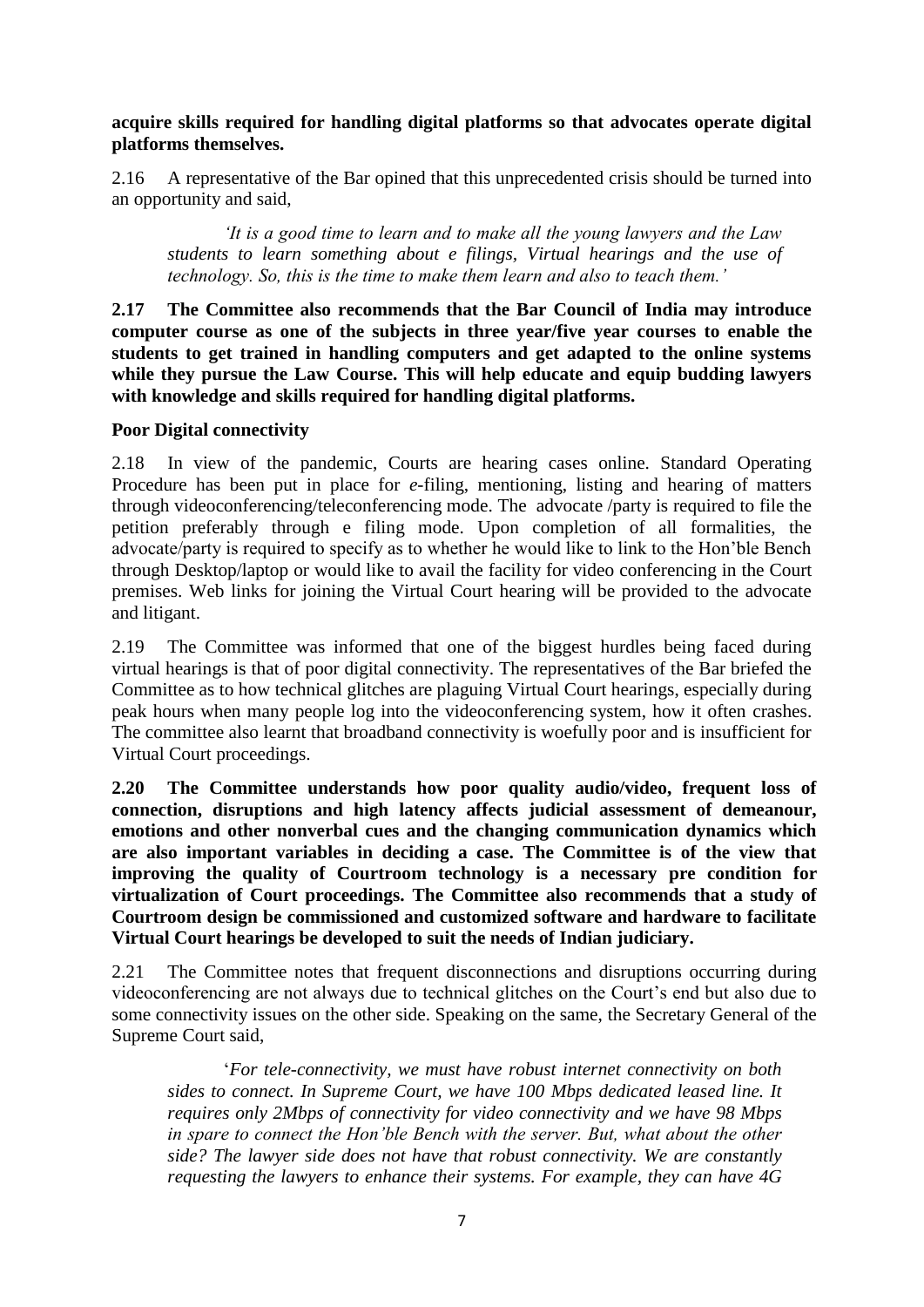**acquire skills required for handling digital platforms so that advocates operate digital platforms themselves.**

2.16 A representative of the Bar opined that this unprecedented crisis should be turned into an opportunity and said,

> *'It is a good time to learn and to make all the young lawyers and the Law students to learn something about e filings, Virtual hearings and the use of technology. So, this is the time to make them learn and also to teach them.'*

**2.17 The Committee also recommends that the Bar Council of India may introduce computer course as one of the subjects in three year/five year courses to enable the students to get trained in handling computers and get adapted to the online systems while they pursue the Law Course. This will help educate and equip budding lawyers with knowledge and skills required for handling digital platforms.**

**Poor Digital connectivity**

2.18 In view of the pandemic, Courts are hearing cases online. Standard Operating Procedure has been put in place for *e*-filing, mentioning, listing and hearing of matters through videoconferencing/teleconferencing mode. The advocate /party is required to file the petition preferably through e filing mode. Upon completion of all formalities, the advocate/party is required to specify as to whether he would like to link to the Hon'ble Bench through Desktop/laptop or would like to avail the facility for video conferencing in the Court premises. Web links for joining the Virtual Court hearing will be provided to the advocate and litigant.

2.19 The Committee was informed that one of the biggest hurdles being faced during virtual hearings is that of poor digital connectivity. The representatives of the Bar briefed the Committee as to how technical glitches are plaguing Virtual Court hearings, especially during peak hours when many people log into the videoconferencing system, how it often crashes. The committee also learnt that broadband connectivity is woefully poor and is insufficient for Virtual Court proceedings.

**2.20 The Committee understands how poor quality audio/video, frequent loss of connection, disruptions and high latency affects judicial assessment of demeanour, emotions and other nonverbal cues and the changing communication dynamics which are also important variables in deciding a case. The Committee is of the view that improving the quality of Courtroom technology is a necessary pre condition for virtualization of Court proceedings. The Committee also recommends that a study of Courtroom design be commissioned and customized software and hardware to facilitate Virtual Court hearings be developed to suit the needs of Indian judiciary.**

2.21 The Committee notes that frequent disconnections and disruptions occurring during videoconferencing are not always due to technical glitches on the Court's end but also due to some connectivity issues on the other side. Speaking on the same, the Secretary General of the Supreme Court said,

> '*For tele-connectivity, we must have robust internet connectivity on both sides to connect. In Supreme Court, we have 100 Mbps dedicated leased line. It requires only 2Mbps of connectivity for video connectivity and we have 98 Mbps in spare to connect the Hon'ble Bench with the server. But, what about the other side? The lawyer side does not have that robust connectivity. We are constantly requesting the lawyers to enhance their systems. For example, they can have 4G*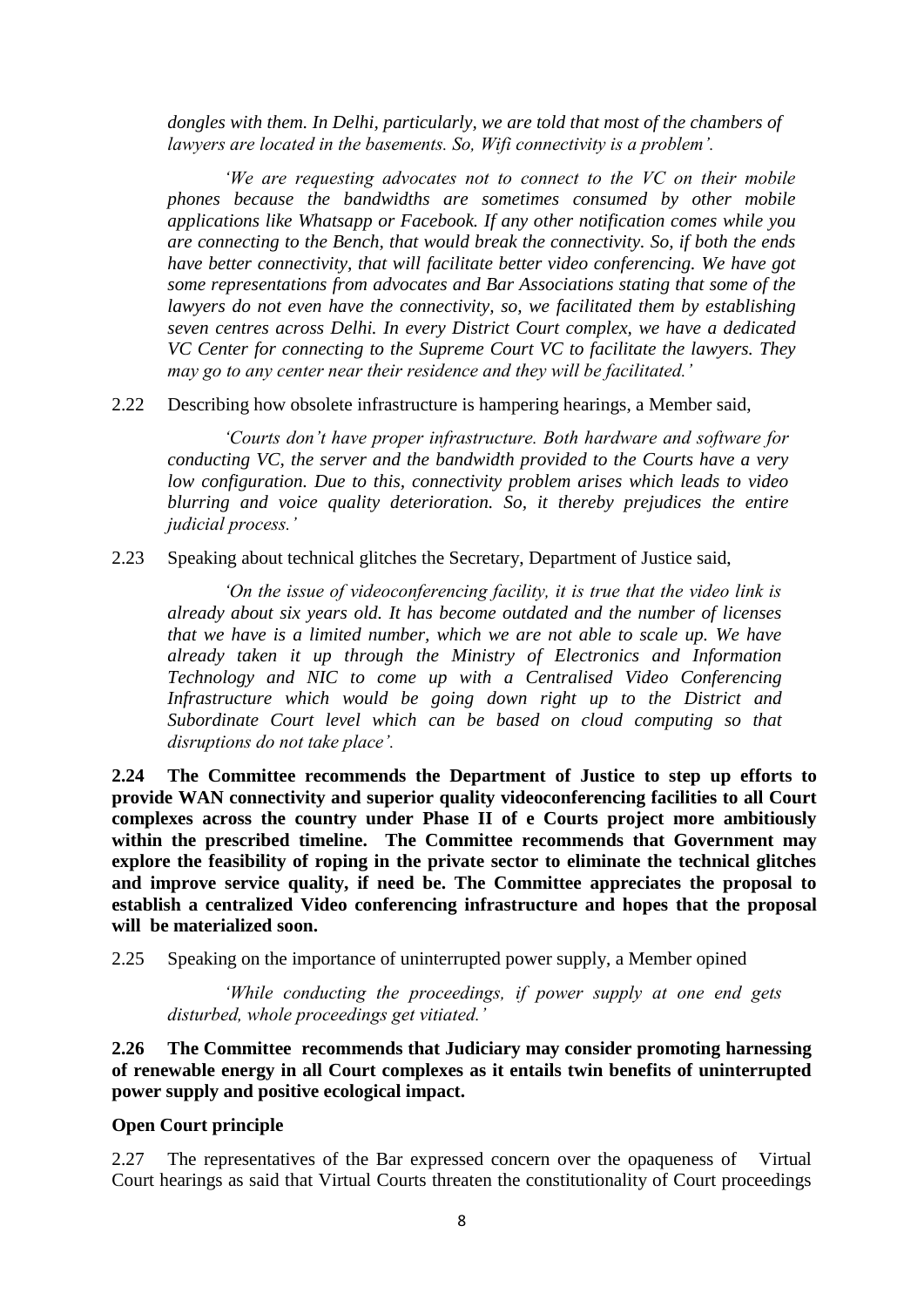*dongles with them. In Delhi, particularly, we are told that most of the chambers of lawyers are located in the basements. So, Wifi connectivity is a problem'.*

*'We are requesting advocates not to connect to the VC on their mobile phones because the bandwidths are sometimes consumed by other mobile applications like Whatsapp or Facebook. If any other notification comes while you are connecting to the Bench, that would break the connectivity. So, if both the ends have better connectivity, that will facilitate better video conferencing. We have got some representations from advocates and Bar Associations stating that some of the lawyers do not even have the connectivity, so, we facilitated them by establishing seven centres across Delhi. In every District Court complex, we have a dedicated VC Center for connecting to the Supreme Court VC to facilitate the lawyers. They may go to any center near their residence and they will be facilitated.'*

2.22 Describing how obsolete infrastructure is hampering hearings, a Member said,

*'Courts don't have proper infrastructure. Both hardware and software for conducting VC, the server and the bandwidth provided to the Courts have a very low configuration. Due to this, connectivity problem arises which leads to video blurring and voice quality deterioration. So, it thereby prejudices the entire judicial process.'*

2.23 Speaking about technical glitches the Secretary, Department of Justice said,

*'On the issue of videoconferencing facility, it is true that the video link is already about six years old. It has become outdated and the number of licenses that we have is a limited number, which we are not able to scale up. We have already taken it up through the Ministry of Electronics and Information Technology and NIC to come up with a Centralised Video Conferencing Infrastructure which would be going down right up to the District and Subordinate Court level which can be based on cloud computing so that disruptions do not take place'.*

**2.24 The Committee recommends the Department of Justice to step up efforts to provide WAN connectivity and superior quality videoconferencing facilities to all Court complexes across the country under Phase II of e Courts project more ambitiously within the prescribed timeline. The Committee recommends that Government may explore the feasibility of roping in the private sector to eliminate the technical glitches and improve service quality, if need be. The Committee appreciates the proposal to establish a centralized Video conferencing infrastructure and hopes that the proposal will be materialized soon.**

2.25 Speaking on the importance of uninterrupted power supply, a Member opined

*'While conducting the proceedings, if power supply at one end gets disturbed, whole proceedings get vitiated.'*

**2.26 The Committee recommends that Judiciary may consider promoting harnessing of renewable energy in all Court complexes as it entails twin benefits of uninterrupted power supply and positive ecological impact.**

**Open Court principle**

2.27 The representatives of the Bar expressed concern over the opaqueness of Virtual Court hearings as said that Virtual Courts threaten the constitutionality of Court proceedings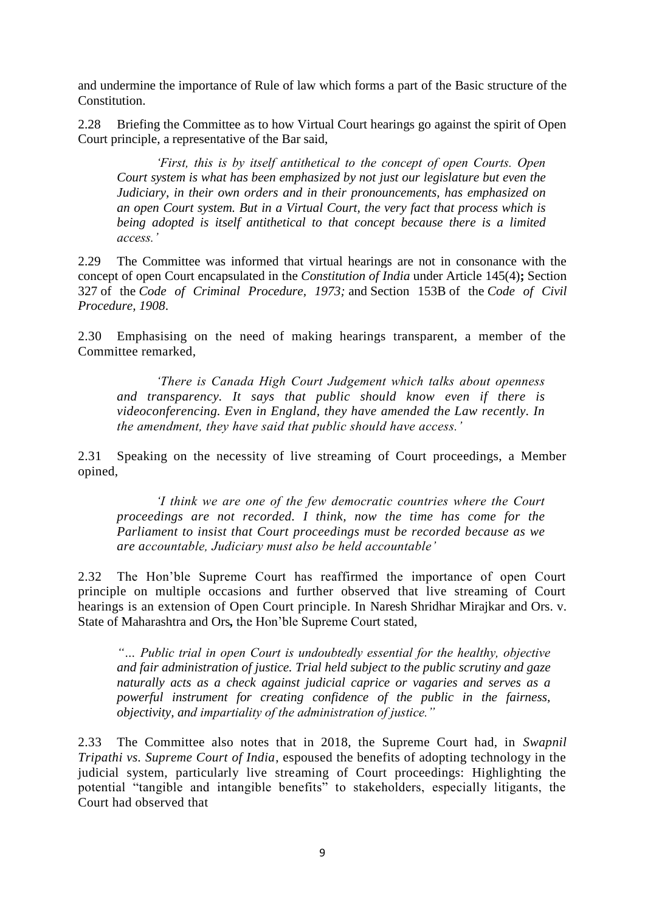and undermine the importance of Rule of law which forms a part of the Basic structure of the Constitution.

2.28 Briefing the Committee as to how Virtual Court hearings go against the spirit of Open Court principle, a representative of the Bar said,

> *'First, this is by itself antithetical to the concept of open Courts. Open Court system is what has been emphasized by not just our legislature but even the Judiciary, in their own orders and in their pronouncements, has emphasized on an open Court system. But in a Virtual Court, the very fact that process which is being adopted is itself antithetical to that concept because there is a limited access.'*

2.29 The Committee was informed that virtual hearings are not in consonance with the concept of open Court encapsulated in the *Constitution of India* under Article 145(4)**;** Section 327 of the *Code of Criminal Procedure, 1973;* and Section 153B of the *Code of Civil Procedure, 1908*.

2.30 Emphasising on the need of making hearings transparent, a member of the Committee remarked,

> *'There is Canada High Court Judgement which talks about openness and transparency. It says that public should know even if there is videoconferencing. Even in England, they have amended the Law recently. In the amendment, they have said that public should have access.'*

2.31 Speaking on the necessity of live streaming of Court proceedings, a Member opined,

> *'I think we are one of the few democratic countries where the Court proceedings are not recorded. I think, now the time has come for the Parliament to insist that Court proceedings must be recorded because as we are accountable, Judiciary must also be held accountable'*

2.32 The Hon'ble Supreme Court has reaffirmed the importance of open Court principle on multiple occasions and further observed that live streaming of Court hearings is an extension of Open Court principle. In Naresh Shridhar Mirajkar and Ors. v. State of Maharashtra and Ors**,** the Hon'ble Supreme Court stated,

> *"… Public trial in open Court is undoubtedly essential for the healthy, objective and fair administration of justice. Trial held subject to the public scrutiny and gaze naturally acts as a check against judicial caprice or vagaries and serves as a powerful instrument for creating confidence of the public in the fairness, objectivity, and impartiality of the administration of justice."*

2.33 The Committee also notes that in 2018, the Supreme Court had, in *Swapnil Tripathi vs. Supreme Court of India*, espoused the benefits of adopting technology in the judicial system, particularly live streaming of Court proceedings: Highlighting the potential "tangible and intangible benefits" to stakeholders, especially litigants, the Court had observed that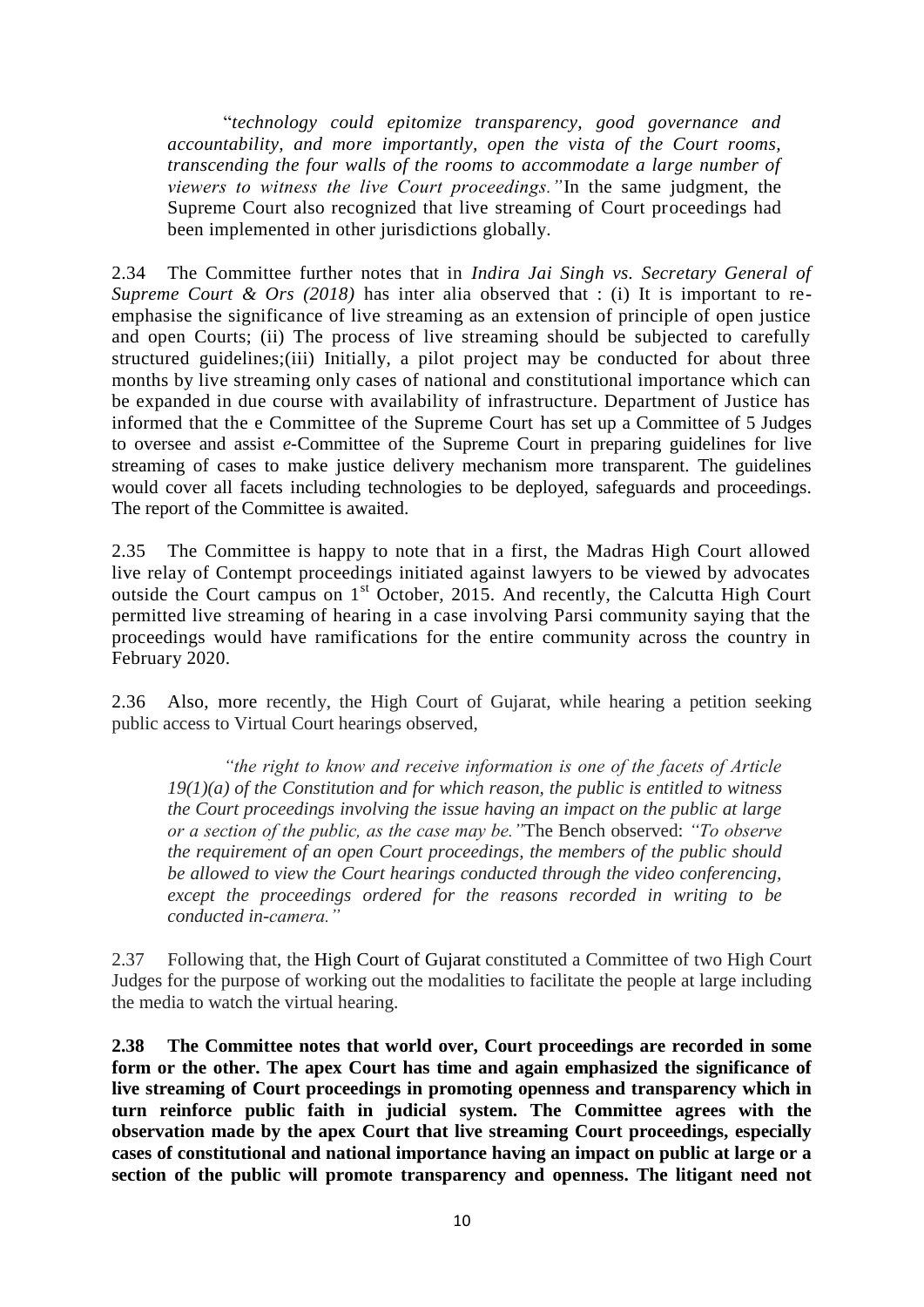"*technology could epitomize transparency, good governance and accountability, and more importantly, open the vista of the Court rooms, transcending the four walls of the rooms to accommodate a large number of viewers to witness the live Court proceedings."* In the same judgment, the Supreme Court also recognized that live streaming of Court proceedings had been implemented in other jurisdictions globally.

2.34 The Committee further notes that in *Indira Jai Singh vs. Secretary General of Supreme Court & Ors (2018)* has inter alia observed that : (i) It is important to re-emphasise the significance of live streaming as an extension of principle of open justice and open Courts; (ii) The process of live streaming should be subjected to carefully structured guidelines;(iii) Initially, a pilot project may be conducted for about three months by live streaming only cases of national and constitutional importance which can be expanded in due course with availability of infrastructure. Department of Justice has informed that the e Committee of the Supreme Court has set up a Committee of 5 Judges to oversee and assist *e*-Committee of the Supreme Court in preparing guidelines for live streaming of cases to make justice delivery mechanism more transparent. The guidelines would cover all facets including technologies to be deployed, safeguards and proceedings. The report of the Committee is awaited.

2.35 The Committee is happy to note that in a first, the Madras High Court allowed live relay of Contempt proceedings initiated against lawyers to be viewed by advocates outside the Court campus on 1st October, 2015. And recently, the Calcutta High Court permitted live streaming of hearing in a case involving Parsi community saying that the proceedings would have ramifications for the entire community across the country in February 2020.

2.36 Also, more recently, the High Court of Gujarat, while hearing a petition seeking public access to Virtual Court hearings observed,

> *"the right to know and receive information is one of the facets of Article 19(1)(a) of the Constitution and for which reason, the public is entitled to witness the Court proceedings involving the issue having an impact on the public at large or a section of the public, as the case may be."* The Bench observed: *"To observe the requirement of an open Court proceedings, the members of the public should be allowed to view the Court hearings conducted through the video conferencing, except the proceedings ordered for the reasons recorded in writing to be conducted in-camera."*

2.37 Following that, the High Court of Gujarat constituted a Committee of two High Court Judges for the purpose of working out the modalities to facilitate the people at large including the media to watch the virtual hearing.

**2.38 The Committee notes that world over, Court proceedings are recorded in some form or the other. The apex Court has time and again emphasized the significance of live streaming of Court proceedings in promoting openness and transparency which in turn reinforce public faith in judicial system. The Committee agrees with the observation made by the apex Court that live streaming Court proceedings, especially cases of constitutional and national importance having an impact on public at large or a section of the public will promote transparency and openness. The litigant need not**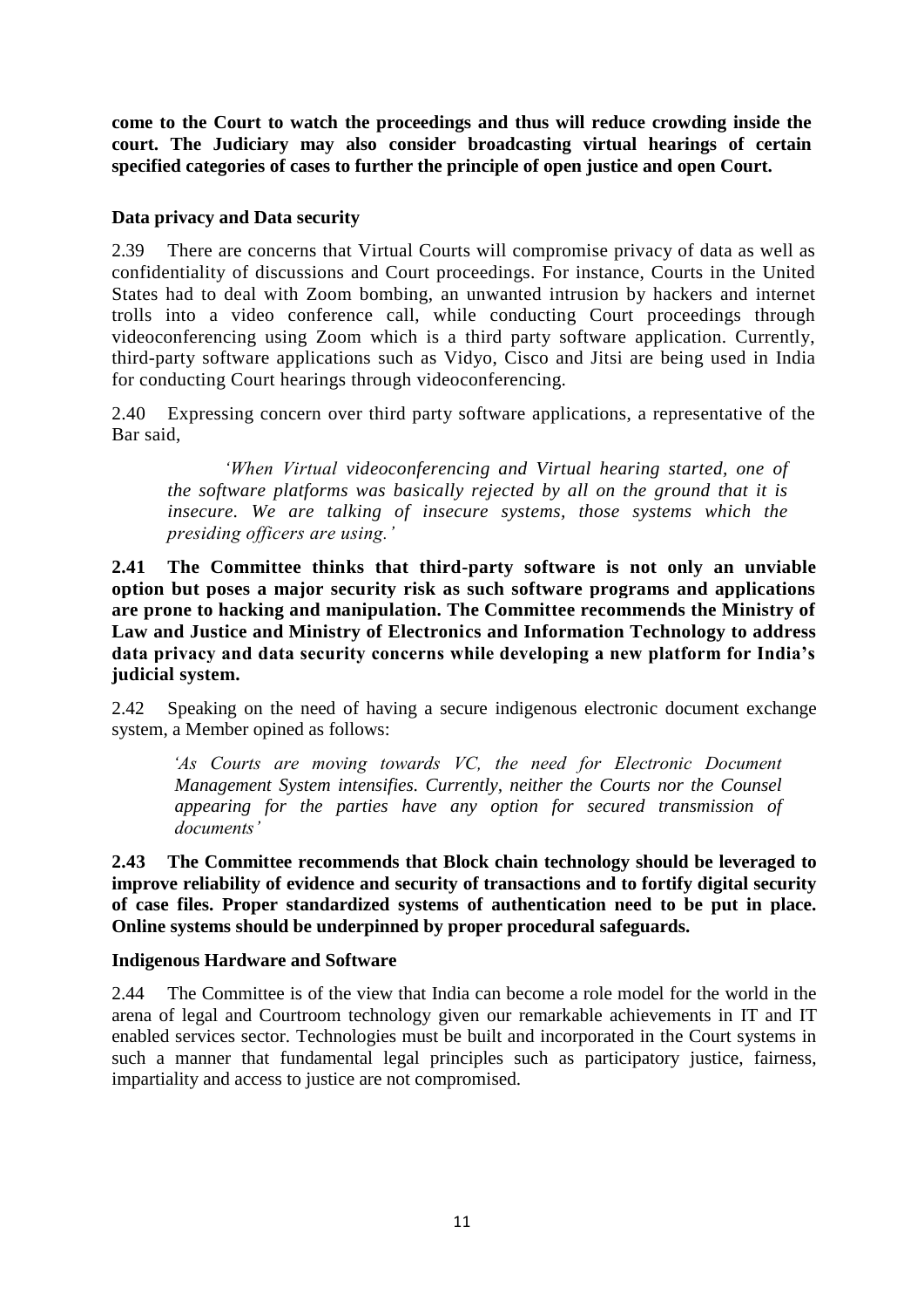**come to the Court to watch the proceedings and thus will reduce crowding inside the court. The Judiciary may also consider broadcasting virtual hearings of certain specified categories of cases to further the principle of open justice and open Court.**

**Data privacy and Data security**

2.39 There are concerns that Virtual Courts will compromise privacy of data as well as confidentiality of discussions and Court proceedings. For instance, Courts in the United States had to deal with Zoom bombing, an unwanted intrusion by hackers and internet trolls into a video conference call, while conducting Court proceedings through videoconferencing using Zoom which is a third party software application. Currently, third-party software applications such as Vidyo, Cisco and Jitsi are being used in India for conducting Court hearings through videoconferencing.

2.40 Expressing concern over third party software applications, a representative of the Bar said,

> *'When Virtual videoconferencing and Virtual hearing started, one of the software platforms was basically rejected by all on the ground that it is insecure. We are talking of insecure systems, those systems which the presiding officers are using.'*

**2.41 The Committee thinks that third-party software is not only an unviable option but poses a major security risk as such software programs and applications are prone to hacking and manipulation. The Committee recommends the Ministry of Law and Justice and Ministry of Electronics and Information Technology to address data privacy and data security concerns while developing a new platform for India's judicial system.**

2.42 Speaking on the need of having a secure indigenous electronic document exchange system, a Member opined as follows:

> *'As Courts are moving towards VC, the need for Electronic Document Management System intensifies. Currently, neither the Courts nor the Counsel appearing for the parties have any option for secured transmission of documents'*

**2.43 The Committee recommends that Block chain technology should be leveraged to improve reliability of evidence and security of transactions and to fortify digital security of case files. Proper standardized systems of authentication need to be put in place. Online systems should be underpinned by proper procedural safeguards.**

**Indigenous Hardware and Software**

2.44 The Committee is of the view that India can become a role model for the world in the arena of legal and Courtroom technology given our remarkable achievements in IT and IT enabled services sector. Technologies must be built and incorporated in the Court systems in such a manner that fundamental legal principles such as participatory justice, fairness, impartiality and access to justice are not compromised.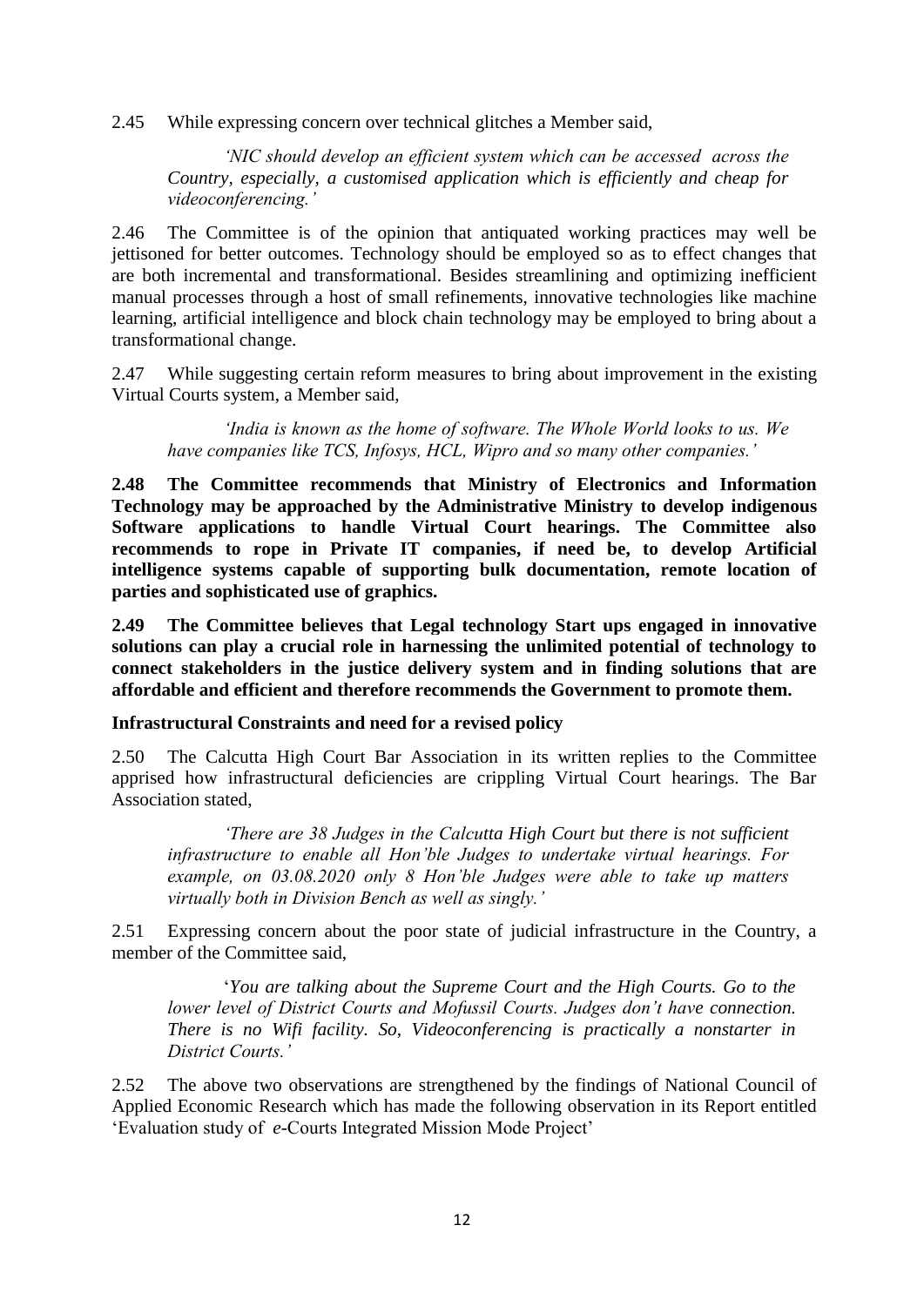2.45 While expressing concern over technical glitches a Member said,

> *'NIC should develop an efficient system which can be accessed across the Country, especially, a customised application which is efficiently and cheap for videoconferencing.'*

2.46 The Committee is of the opinion that antiquated working practices may well be jettisoned for better outcomes. Technology should be employed so as to effect changes that are both incremental and transformational. Besides streamlining and optimizing inefficient manual processes through a host of small refinements, innovative technologies like machine learning, artificial intelligence and block chain technology may be employed to bring about a transformational change.

2.47 While suggesting certain reform measures to bring about improvement in the existing Virtual Courts system, a Member said,

> *'India is known as the home of software. The Whole World looks to us. We have companies like TCS, Infosys, HCL, Wipro and so many other companies.'*

**2.48 The Committee recommends that Ministry of Electronics and Information Technology may be approached by the Administrative Ministry to develop indigenous Software applications to handle Virtual Court hearings. The Committee also recommends to rope in Private IT companies, if need be, to develop Artificial intelligence systems capable of supporting bulk documentation, remote location of parties and sophisticated use of graphics.**

**2.49 The Committee believes that Legal technology Start ups engaged in innovative solutions can play a crucial role in harnessing the unlimited potential of technology to connect stakeholders in the justice delivery system and in finding solutions that are affordable and efficient and therefore recommends the Government to promote them.**

**Infrastructural Constraints and need for a revised policy**

2.50 The Calcutta High Court Bar Association in its written replies to the Committee apprised how infrastructural deficiencies are crippling Virtual Court hearings. The Bar Association stated,

> *'There are 38 Judges in the Calcutta High Court but there is not sufficient infrastructure to enable all Hon'ble Judges to undertake virtual hearings. For example, on 03.08.2020 only 8 Hon'ble Judges were able to take up matters virtually both in Division Bench as well as singly.'*

2.51 Expressing concern about the poor state of judicial infrastructure in the Country, a member of the Committee said,

> '*You are talking about the Supreme Court and the High Courts. Go to the lower level of District Courts and Mofussil Courts. Judges don't have connection. There is no Wifi facility. So, Videoconferencing is practically a nonstarter in District Courts.'*

2.52 The above two observations are strengthened by the findings of National Council of Applied Economic Research which has made the following observation in its Report entitled 'Evaluation study of *e*-Courts Integrated Mission Mode Project'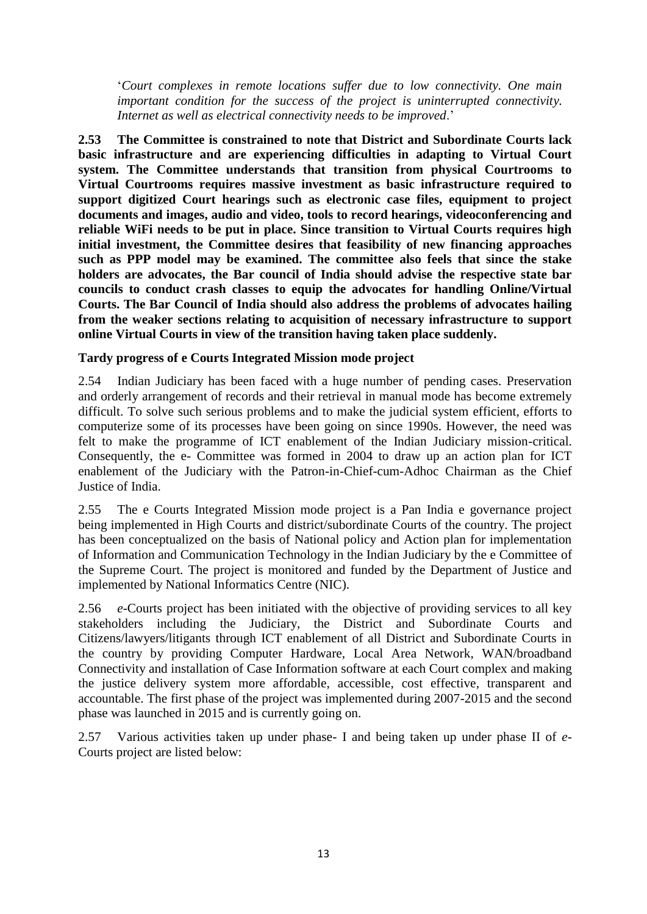'*Court complexes in remote locations suffer due to low connectivity. One main important condition for the success of the project is uninterrupted connectivity. Internet as well as electrical connectivity needs to be improved*.'

**2.53 The Committee is constrained to note that District and Subordinate Courts lack basic infrastructure and are experiencing difficulties in adapting to Virtual Court system. The Committee understands that transition from physical Courtrooms to Virtual Courtrooms requires massive investment as basic infrastructure required to support digitized Court hearings such as electronic case files, equipment to project documents and images, audio and video, tools to record hearings, videoconferencing and reliable WiFi needs to be put in place. Since transition to Virtual Courts requires high initial investment, the Committee desires that feasibility of new financing approaches such as PPP model may be examined. The committee also feels that since the stake holders are advocates, the Bar council of India should advise the respective state bar councils to conduct crash classes to equip the advocates for handling Online/Virtual Courts. The Bar Council of India should also address the problems of advocates hailing from the weaker sections relating to acquisition of necessary infrastructure to support online Virtual Courts in view of the transition having taken place suddenly.**

**Tardy progress of e Courts Integrated Mission mode project**

2.54 Indian Judiciary has been faced with a huge number of pending cases. Preservation and orderly arrangement of records and their retrieval in manual mode has become extremely difficult. To solve such serious problems and to make the judicial system efficient, efforts to computerize some of its processes have been going on since 1990s. However, the need was felt to make the programme of ICT enablement of the Indian Judiciary mission-critical. Consequently, the e- Committee was formed in 2004 to draw up an action plan for ICT enablement of the Judiciary with the Patron-in-Chief-cum-Adhoc Chairman as the Chief Justice of India.

2.55 The e Courts Integrated Mission mode project is a Pan India e governance project being implemented in High Courts and district/subordinate Courts of the country. The project has been conceptualized on the basis of National policy and Action plan for implementation of Information and Communication Technology in the Indian Judiciary by the e Committee of the Supreme Court. The project is monitored and funded by the Department of Justice and implemented by National Informatics Centre (NIC).

2.56 *e*-Courts project has been initiated with the objective of providing services to all key stakeholders including the Judiciary, the District and Subordinate Courts and Citizens/lawyers/litigants through ICT enablement of all District and Subordinate Courts in the country by providing Computer Hardware, Local Area Network, WAN/broadband Connectivity and installation of Case Information software at each Court complex and making the justice delivery system more affordable, accessible, cost effective, transparent and accountable. The first phase of the project was implemented during 2007-2015 and the second phase was launched in 2015 and is currently going on.

2.57 Various activities taken up under phase- I and being taken up under phase II of *e*-Courts project are listed below: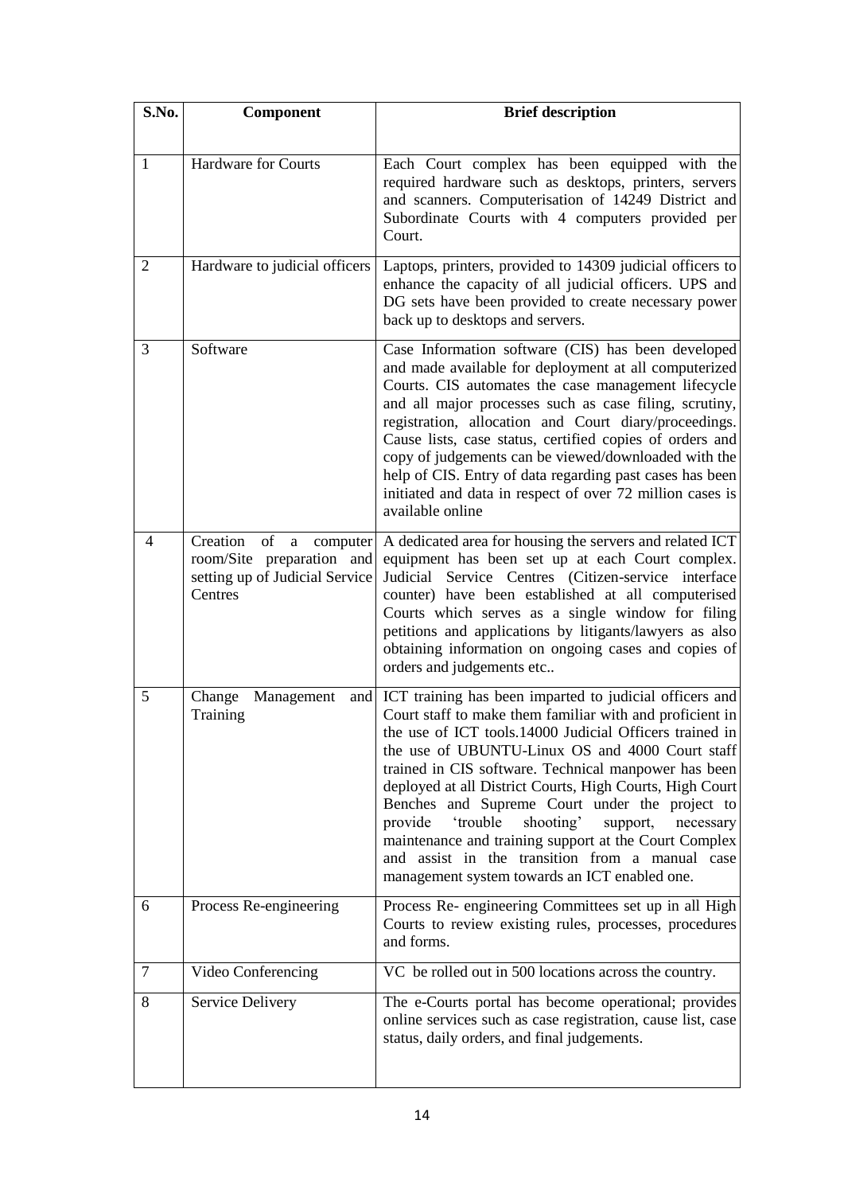| S.No. | Component | Brief description |
|---|---|---|
| 1 | Hardware for Courts | Each Court complex has been equipped with the required hardware such as desktops, printers, servers and scanners. Computerisation of 14249 District and Subordinate Courts with 4 computers provided per Court. |
| 2 | Hardware to judicial officers | Laptops, printers, provided to 14309 judicial officers to enhance the capacity of all judicial officers. UPS and DG sets have been provided to create necessary power back up to desktops and servers. |
| 3 | Software | Case Information software (CIS) has been developed and made available for deployment at all computerized Courts. CIS automates the case management lifecycle and all major processes such as case filing, scrutiny, registration, allocation and Court diary/proceedings. Cause lists, case status, certified copies of orders and copy of judgements can be viewed/downloaded with the help of CIS. Entry of data regarding past cases has been initiated and data in respect of over 72 million cases is available online |
| 4 | Creation of a computer room/Site preparation and setting up of Judicial Service Centres | A dedicated area for housing the servers and related ICT equipment has been set up at each Court complex. Judicial Service Centres (Citizen-service interface counter) have been established at all computerised Courts which serves as a single window for filing petitions and applications by litigants/lawyers as also obtaining information on ongoing cases and copies of orders and judgements etc.. |
| 5 | Change Management and Training | ICT training has been imparted to judicial officers and Court staff to make them familiar with and proficient in the use of ICT tools.14000 Judicial Officers trained in the use of UBUNTU-Linux OS and 4000 Court staff trained in CIS software. Technical manpower has been deployed at all District Courts, High Courts, High Court Benches and Supreme Court under the project to provide 'trouble shooting' support, necessary maintenance and training support at the Court Complex and assist in the transition from a manual case management system towards an ICT enabled one. |
| 6 | Process Re-engineering | Process Re- engineering Committees set up in all High Courts to review existing rules, processes, procedures and forms. |
| 7 | Video Conferencing | VC be rolled out in 500 locations across the country. |
| 8 | Service Delivery | The e-Courts portal has become operational; provides online services such as case registration, cause list, case status, daily orders, and final judgements. |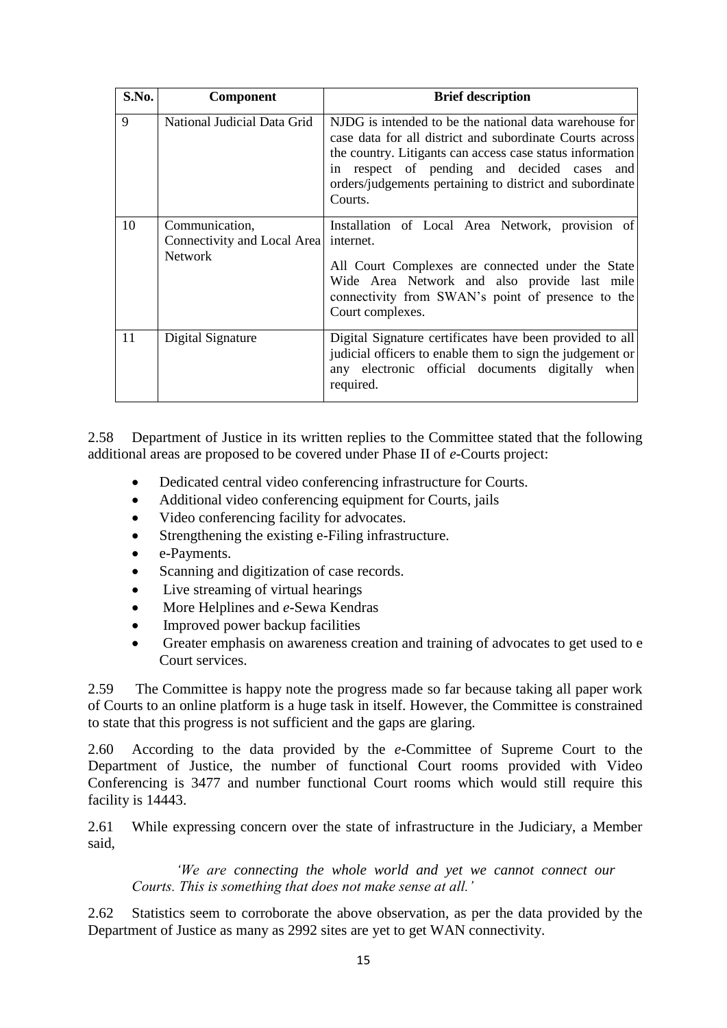| S.No. | Component | Brief description |
|---|---|---|
| 9 | National Judicial Data Grid | NJDG is intended to be the national data warehouse for case data for all district and subordinate Courts across the country. Litigants can access case status information in respect of pending and decided cases and orders/judgements pertaining to district and subordinate Courts. |
| 10 | Communication, Connectivity and Local Area Network | Installation of Local Area Network, provision of internet.<br><br>All Court Complexes are connected under the State Wide Area Network and also provide last mile connectivity from SWAN's point of presence to the Court complexes. |
| 11 | Digital Signature | Digital Signature certificates have been provided to all judicial officers to enable them to sign the judgement or any electronic official documents digitally when required. |

2.58 Department of Justice in its written replies to the Committee stated that the following additional areas are proposed to be covered under Phase II of *e*-Courts project:

- Dedicated central video conferencing infrastructure for Courts.
- Additional video conferencing equipment for Courts, jails
- Video conferencing facility for advocates.
- Strengthening the existing e-Filing infrastructure.
- e-Payments.
- Scanning and digitization of case records.
- Live streaming of virtual hearings
- More Helplines and *e*-Sewa Kendras
- Improved power backup facilities
- Greater emphasis on awareness creation and training of advocates to get used to e Court services.

2.59 The Committee is happy note the progress made so far because taking all paper work of Courts to an online platform is a huge task in itself. However, the Committee is constrained to state that this progress is not sufficient and the gaps are glaring.

2.60 According to the data provided by the *e*-Committee of Supreme Court to the Department of Justice, the number of functional Court rooms provided with Video Conferencing is 3477 and number functional Court rooms which would still require this facility is 14443.

2.61 While expressing concern over the state of infrastructure in the Judiciary, a Member said,

> *'We are connecting the whole world and yet we cannot connect our Courts. This is something that does not make sense at all.'*

2.62 Statistics seem to corroborate the above observation, as per the data provided by the Department of Justice as many as 2992 sites are yet to get WAN connectivity.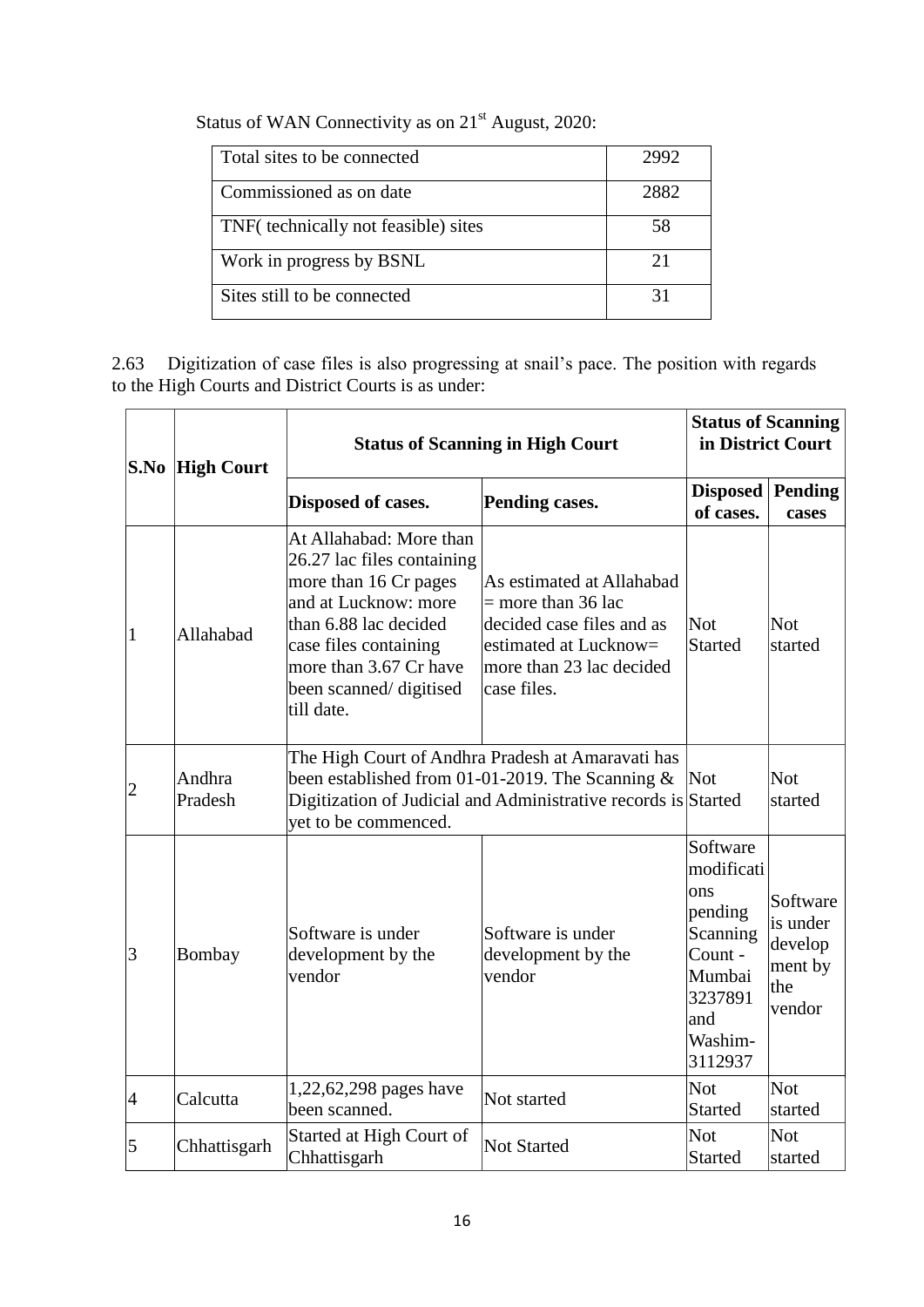Status of WAN Connectivity as on 21st August, 2020:

| Total sites to be connected | 2992 |
| --- | --- |
| Commissioned as on date | 2882 |
| TNF( technically not feasible) sites | 58 |
| Work in progress by BSNL | 21 |
| Sites still to be connected | 31 |

2.63 Digitization of case files is also progressing at snail's pace. The position with regards to the High Courts and District Courts is as under:

| S.No | High Court | Status of Scanning in High Court | | Status of Scanning in District Court | |
| --- | --- | --- | --- | --- | --- |
| | | Disposed of cases. | Pending cases. | Disposed of cases. | Pending cases |
| 1 | Allahabad | At Allahabad: More than 26.27 lac files containing more than 16 Cr pages and at Lucknow: more than 6.88 lac decided case files containing more than 3.67 Cr have been scanned/ digitised till date. | As estimated at Allahabad = more than 36 lac decided case files and as estimated at Lucknow= more than 23 lac decided case files. | Not Started | Not started |
| 2 | Andhra Pradesh | The High Court of Andhra Pradesh at Amaravati has been established from 01-01-2019. The Scanning & Digitization of Judicial and Administrative records is yet to be commenced. | | Not Started | Not started |
| 3 | Bombay | Software is under development by the vendor | Software is under development by the vendor | Software modifications pending Scanning Count - Mumbai 3237891 and Washim-3112937 | Software is under development by the vendor |
| 4 | Calcutta | 1,22,62,298 pages have been scanned. | Not started | Not Started | Not started |
| 5 | Chhattisgarh | Started at High Court of Chhattisgarh | Not Started | Not Started | Not started |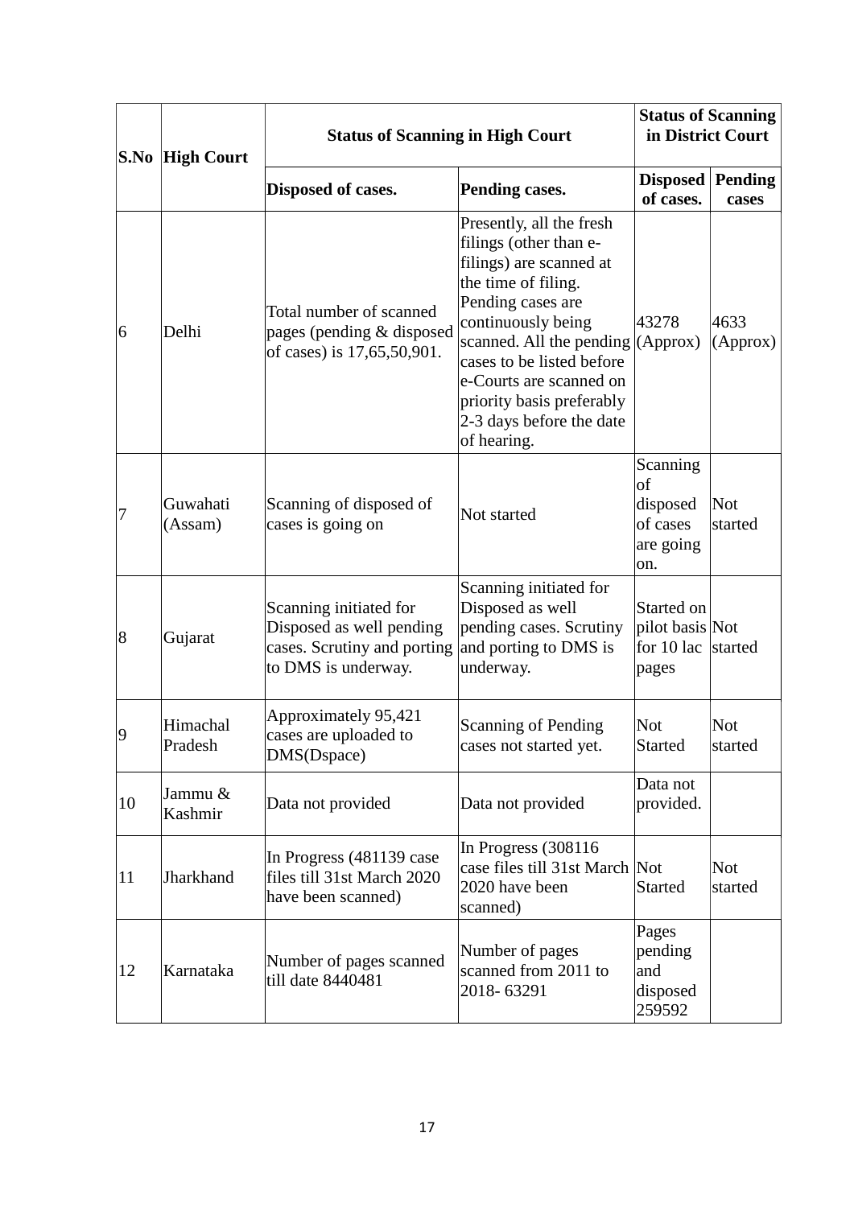| S.No | High Court | Status of Scanning in High Court | | Status of Scanning in District Court | |
|---|---|---|---|---|---|
| | | Disposed of cases. | Pending cases. | Disposed of cases. | Pending cases |
| 6 | Delhi | Total number of scanned pages (pending & disposed of cases) is 17,65,50,901. | Presently, all the fresh filings (other than e-filings) are scanned at the time of filing. Pending cases are continuously being scanned. All the pending cases to be listed before e-Courts are scanned on priority basis preferably 2-3 days before the date of hearing. | 43278 (Approx) | 4633 (Approx) |
| 7 | Guwahati (Assam) | Scanning of disposed of cases is going on | Not started | Scanning of disposed of cases are going on. | Not started |
| 8 | Gujarat | Scanning initiated for Disposed as well pending cases. Scrutiny and porting to DMS is underway. | Scanning initiated for Disposed as well pending cases. Scrutiny and porting to DMS is underway. | Started on pilot basis for 10 lac pages | Not started |
| 9 | Himachal Pradesh | Approximately 95,421 cases are uploaded to DMS(Dspace) | Scanning of Pending cases not started yet. | Not Started | Not started |
| 10 | Jammu & Kashmir | Data not provided | Data not provided | Data not provided. | |
| 11 | Jharkhand | In Progress (481139 case files till 31st March 2020 have been scanned) | In Progress (308116 case files till 31st March 2020 have been scanned) | Not Started | Not started |
| 12 | Karnataka | Number of pages scanned till date 8440481 | Number of pages scanned from 2011 to 2018- 63291 | Pages pending and disposed 259592 | |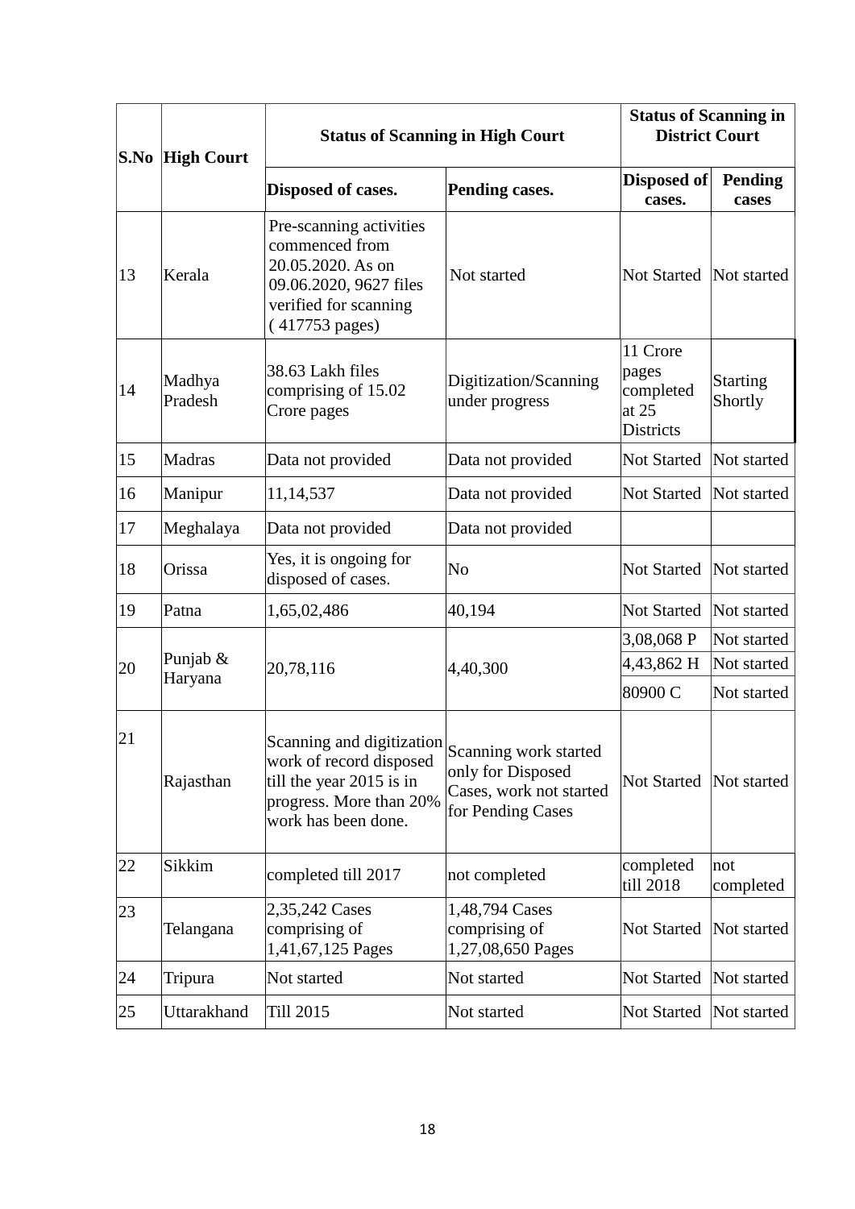| S.No | High Court | Status of Scanning in High Court | | Status of Scanning in District Court | |
|---|---|---|---|---|---|
| | | Disposed of cases. | Pending cases. | Disposed of cases. | Pending cases |
| 13 | Kerala | Pre-scanning activities commenced from 20.05.2020. As on 09.06.2020, 9627 files verified for scanning ( 417753 pages) | Not started | Not Started | Not started |
| 14 | Madhya Pradesh | 38.63 Lakh files comprising of 15.02 Crore pages | Digitization/Scanning under progress | 11 Crore pages completed at 25 Districts | Starting Shortly |
| 15 | Madras | Data not provided | Data not provided | Not Started | Not started |
| 16 | Manipur | 11,14,537 | Data not provided | Not Started | Not started |
| 17 | Meghalaya | Data not provided | Data not provided | | |
| 18 | Orissa | Yes, it is ongoing for disposed of cases. | No | Not Started | Not started |
| 19 | Patna | 1,65,02,486 | 40,194 | Not Started | Not started |
| 20 | Punjab & Haryana | 20,78,116 | 4,40,300 | 3,08,068 P | Not started |
| | | | | 4,43,862 H | Not started |
| | | | | 80900 C | Not started |
| 21 | Rajasthan | Scanning and digitization work of record disposed till the year 2015 is in progress. More than 20% work has been done. | Scanning work started only for Disposed Cases, work not started for Pending Cases | Not Started | Not started |
| 22 | Sikkim | completed till 2017 | not completed | completed till 2018 | not completed |
| 23 | Telangana | 2,35,242 Cases comprising of 1,41,67,125 Pages | 1,48,794 Cases comprising of 1,27,08,650 Pages | Not Started | Not started |
| 24 | Tripura | Not started | Not started | Not Started | Not started |
| 25 | Uttarakhand | Till 2015 | Not started | Not Started | Not started |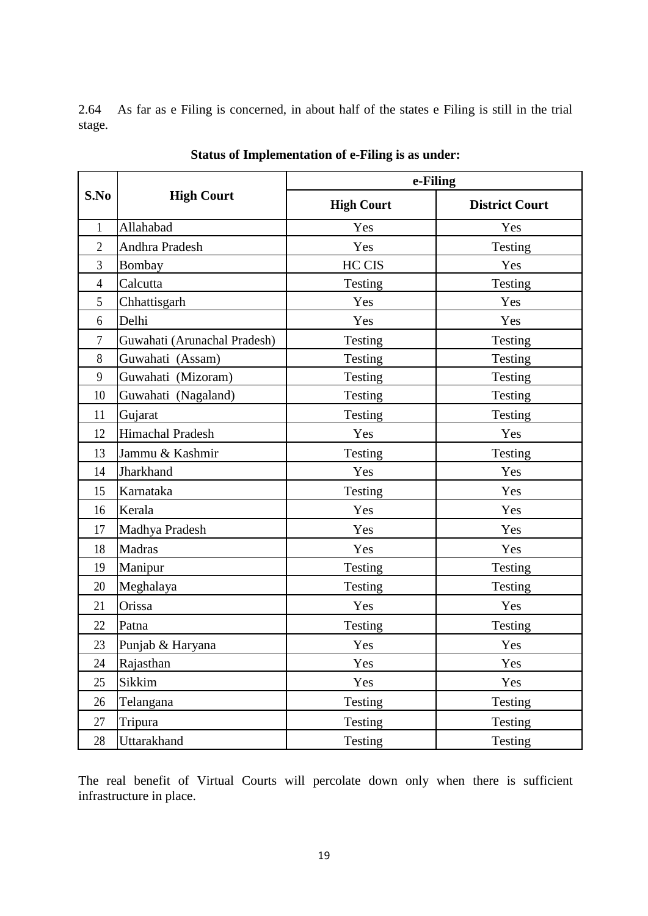2.64 As far as e Filing is concerned, in about half of the states e Filing is still in the trial stage.

**Status of Implementation of e-Filing is as under:**

| S.No | High Court | e-Filing | |
|---|---|---|---|
| | | **High Court** | **District Court** |
| 1 | Allahabad | Yes | Yes |
| 2 | Andhra Pradesh | Yes | Testing |
| 3 | Bombay | HC CIS | Yes |
| 4 | Calcutta | Testing | Testing |
| 5 | Chhattisgarh | Yes | Yes |
| 6 | Delhi | Yes | Yes |
| 7 | Guwahati (Arunachal Pradesh) | Testing | Testing |
| 8 | Guwahati (Assam) | Testing | Testing |
| 9 | Guwahati (Mizoram) | Testing | Testing |
| 10 | Guwahati (Nagaland) | Testing | Testing |
| 11 | Gujarat | Testing | Testing |
| 12 | Himachal Pradesh | Yes | Yes |
| 13 | Jammu & Kashmir | Testing | Testing |
| 14 | Jharkhand | Yes | Yes |
| 15 | Karnataka | Testing | Yes |
| 16 | Kerala | Yes | Yes |
| 17 | Madhya Pradesh | Yes | Yes |
| 18 | Madras | Yes | Yes |
| 19 | Manipur | Testing | Testing |
| 20 | Meghalaya | Testing | Testing |
| 21 | Orissa | Yes | Yes |
| 22 | Patna | Testing | Testing |
| 23 | Punjab & Haryana | Yes | Yes |
| 24 | Rajasthan | Yes | Yes |
| 25 | Sikkim | Yes | Yes |
| 26 | Telangana | Testing | Testing |
| 27 | Tripura | Testing | Testing |
| 28 | Uttarakhand | Testing | Testing |

The real benefit of Virtual Courts will percolate down only when there is sufficient infrastructure in place.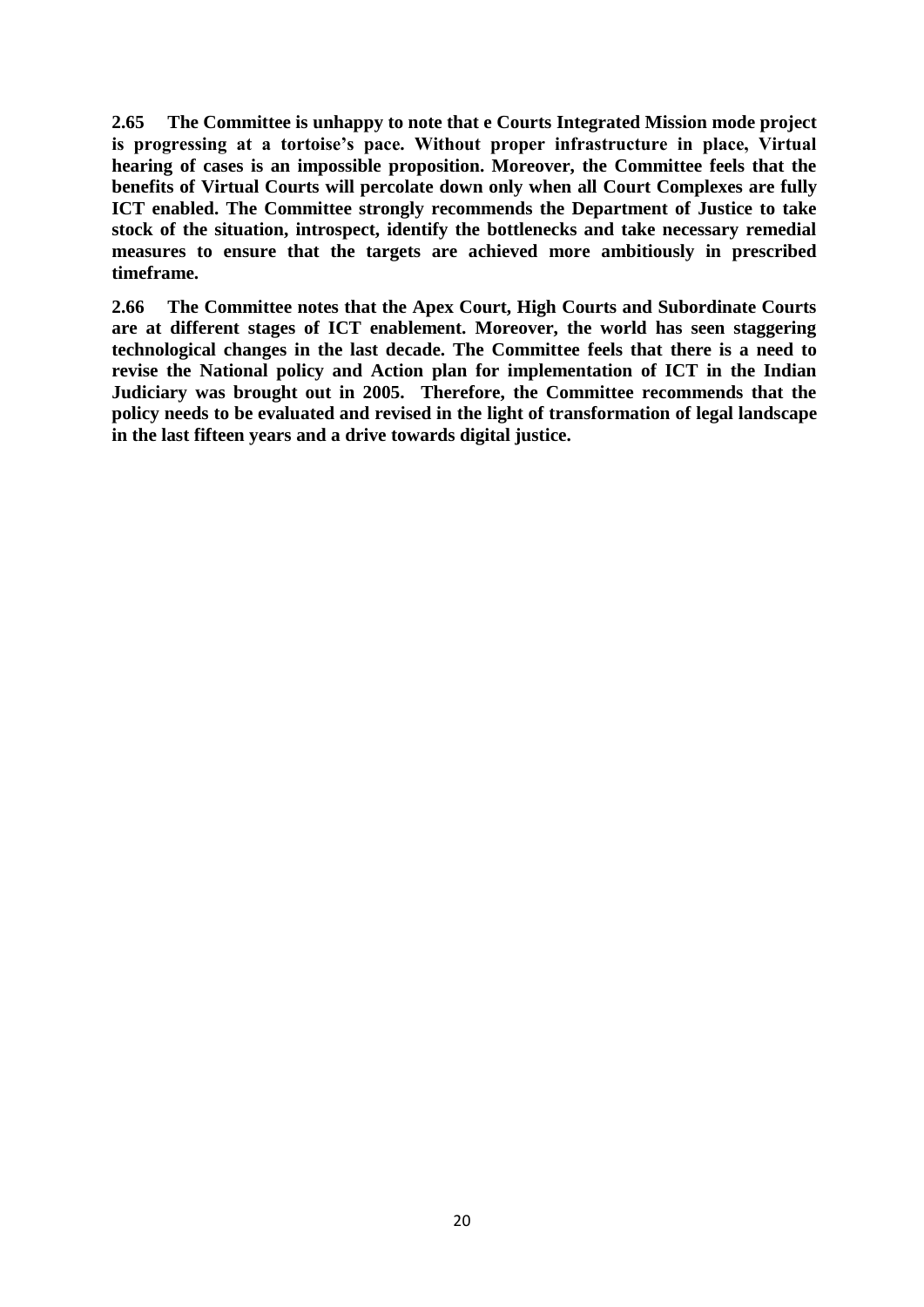**2.65 The Committee is unhappy to note that e Courts Integrated Mission mode project is progressing at a tortoise's pace. Without proper infrastructure in place, Virtual hearing of cases is an impossible proposition. Moreover, the Committee feels that the benefits of Virtual Courts will percolate down only when all Court Complexes are fully ICT enabled. The Committee strongly recommends the Department of Justice to take stock of the situation, introspect, identify the bottlenecks and take necessary remedial measures to ensure that the targets are achieved more ambitiously in prescribed timeframe.**

**2.66 The Committee notes that the Apex Court, High Courts and Subordinate Courts are at different stages of ICT enablement. Moreover, the world has seen staggering technological changes in the last decade. The Committee feels that there is a need to revise the National policy and Action plan for implementation of ICT in the Indian Judiciary was brought out in 2005. Therefore, the Committee recommends that the policy needs to be evaluated and revised in the light of transformation of legal landscape in the last fifteen years and a drive towards digital justice.**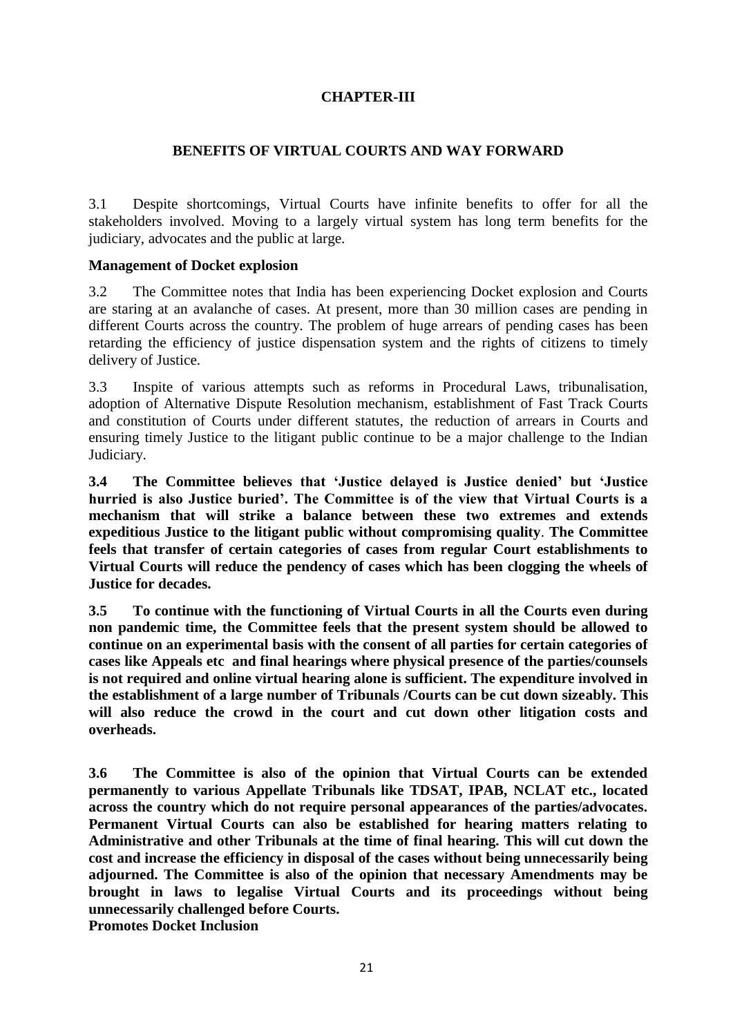# CHAPTER-III

## BENEFITS OF VIRTUAL COURTS AND WAY FORWARD

3.1 Despite shortcomings, Virtual Courts have infinite benefits to offer for all the stakeholders involved. Moving to a largely virtual system has long term benefits for the judiciary, advocates and the public at large.

**Management of Docket explosion**

3.2 The Committee notes that India has been experiencing Docket explosion and Courts are staring at an avalanche of cases. At present, more than 30 million cases are pending in different Courts across the country. The problem of huge arrears of pending cases has been retarding the efficiency of justice dispensation system and the rights of citizens to timely delivery of Justice.

3.3 Inspite of various attempts such as reforms in Procedural Laws, tribunalisation, adoption of Alternative Dispute Resolution mechanism, establishment of Fast Track Courts and constitution of Courts under different statutes, the reduction of arrears in Courts and ensuring timely Justice to the litigant public continue to be a major challenge to the Indian Judiciary.

**3.4 The Committee believes that 'Justice delayed is Justice denied' but 'Justice hurried is also Justice buried'. The Committee is of the view that Virtual Courts is a mechanism that will strike a balance between these two extremes and extends expeditious Justice to the litigant public without compromising quality. The Committee feels that transfer of certain categories of cases from regular Court establishments to Virtual Courts will reduce the pendency of cases which has been clogging the wheels of Justice for decades.**

**3.5 To continue with the functioning of Virtual Courts in all the Courts even during non pandemic time, the Committee feels that the present system should be allowed to continue on an experimental basis with the consent of all parties for certain categories of cases like Appeals etc and final hearings where physical presence of the parties/counsels is not required and online virtual hearing alone is sufficient. The expenditure involved in the establishment of a large number of Tribunals /Courts can be cut down sizeably. This will also reduce the crowd in the court and cut down other litigation costs and overheads.**

**3.6 The Committee is also of the opinion that Virtual Courts can be extended permanently to various Appellate Tribunals like TDSAT, IPAB, NCLAT etc., located across the country which do not require personal appearances of the parties/advocates. Permanent Virtual Courts can also be established for hearing matters relating to Administrative and other Tribunals at the time of final hearing. This will cut down the cost and increase the efficiency in disposal of the cases without being unnecessarily being adjourned. The Committee is also of the opinion that necessary Amendments may be brought in laws to legalise Virtual Courts and its proceedings without being unnecessarily challenged before Courts.**

**Promotes Docket Inclusion**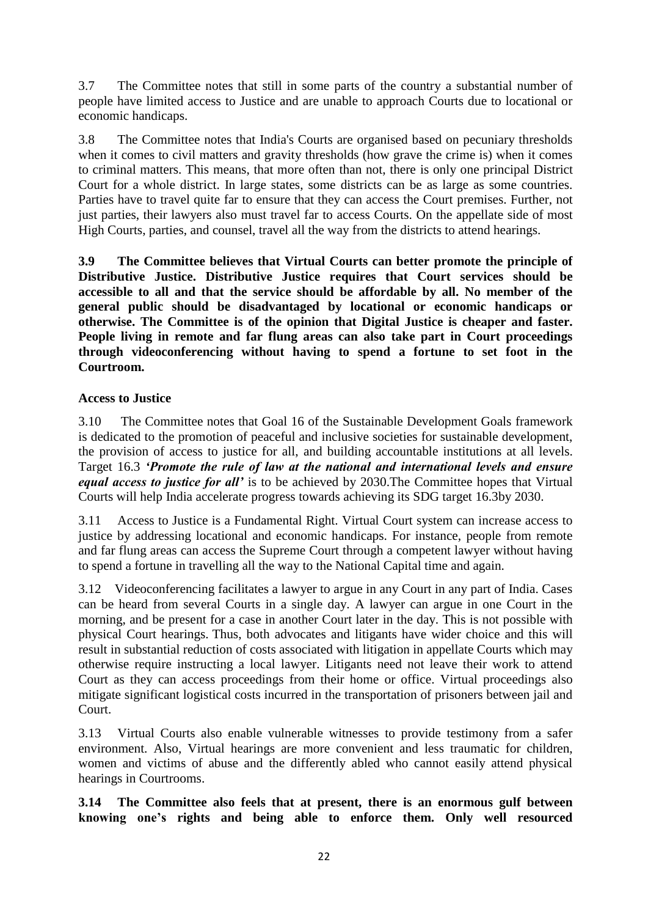3.7 The Committee notes that still in some parts of the country a substantial number of people have limited access to Justice and are unable to approach Courts due to locational or economic handicaps.

3.8 The Committee notes that India's Courts are organised based on pecuniary thresholds when it comes to civil matters and gravity thresholds (how grave the crime is) when it comes to criminal matters. This means, that more often than not, there is only one principal District Court for a whole district. In large states, some districts can be as large as some countries. Parties have to travel quite far to ensure that they can access the Court premises. Further, not just parties, their lawyers also must travel far to access Courts. On the appellate side of most High Courts, parties, and counsel, travel all the way from the districts to attend hearings.

**3.9 The Committee believes that Virtual Courts can better promote the principle of Distributive Justice. Distributive Justice requires that Court services should be accessible to all and that the service should be affordable by all. No member of the general public should be disadvantaged by locational or economic handicaps or otherwise. The Committee is of the opinion that Digital Justice is cheaper and faster. People living in remote and far flung areas can also take part in Court proceedings through videoconferencing without having to spend a fortune to set foot in the Courtroom.**

### Access to Justice

3.10 The Committee notes that Goal 16 of the Sustainable Development Goals framework is dedicated to the promotion of peaceful and inclusive societies for sustainable development, the provision of access to justice for all, and building accountable institutions at all levels. Target 16.3 ***'Promote the rule of law at the national and international levels and ensure equal access to justice for all'*** is to be achieved by 2030.The Committee hopes that Virtual Courts will help India accelerate progress towards achieving its SDG target 16.3by 2030.

3.11 Access to Justice is a Fundamental Right. Virtual Court system can increase access to justice by addressing locational and economic handicaps. For instance, people from remote and far flung areas can access the Supreme Court through a competent lawyer without having to spend a fortune in travelling all the way to the National Capital time and again.

3.12 Videoconferencing facilitates a lawyer to argue in any Court in any part of India. Cases can be heard from several Courts in a single day. A lawyer can argue in one Court in the morning, and be present for a case in another Court later in the day. This is not possible with physical Court hearings. Thus, both advocates and litigants have wider choice and this will result in substantial reduction of costs associated with litigation in appellate Courts which may otherwise require instructing a local lawyer. Litigants need not leave their work to attend Court as they can access proceedings from their home or office. Virtual proceedings also mitigate significant logistical costs incurred in the transportation of prisoners between jail and Court.

3.13 Virtual Courts also enable vulnerable witnesses to provide testimony from a safer environment. Also, Virtual hearings are more convenient and less traumatic for children, women and victims of abuse and the differently abled who cannot easily attend physical hearings in Courtrooms.

**3.14 The Committee also feels that at present, there is an enormous gulf between knowing one's rights and being able to enforce them. Only well resourced**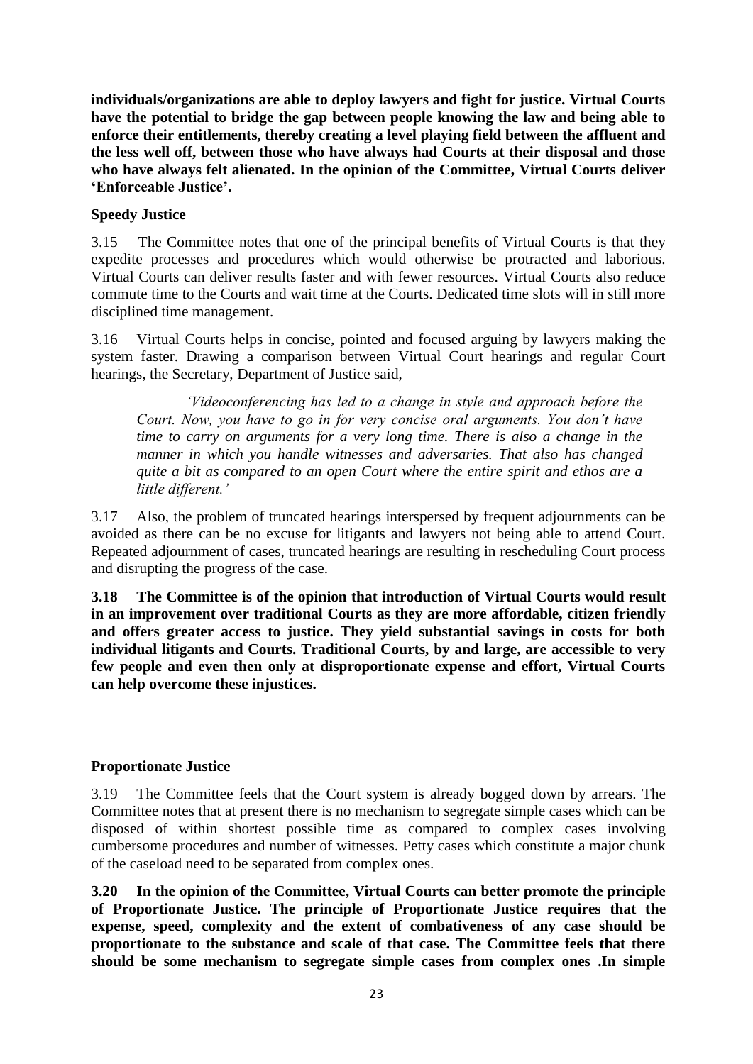**individuals/organizations are able to deploy lawyers and fight for justice. Virtual Courts have the potential to bridge the gap between people knowing the law and being able to enforce their entitlements, thereby creating a level playing field between the affluent and the less well off, between those who have always had Courts at their disposal and those who have always felt alienated. In the opinion of the Committee, Virtual Courts deliver 'Enforceable Justice'.**

**Speedy Justice**

3.15 The Committee notes that one of the principal benefits of Virtual Courts is that they expedite processes and procedures which would otherwise be protracted and laborious. Virtual Courts can deliver results faster and with fewer resources. Virtual Courts also reduce commute time to the Courts and wait time at the Courts. Dedicated time slots will in still more disciplined time management.

3.16 Virtual Courts helps in concise, pointed and focused arguing by lawyers making the system faster. Drawing a comparison between Virtual Court hearings and regular Court hearings, the Secretary, Department of Justice said,

> *'Videoconferencing has led to a change in style and approach before the Court. Now, you have to go in for very concise oral arguments. You don't have time to carry on arguments for a very long time. There is also a change in the manner in which you handle witnesses and adversaries. That also has changed quite a bit as compared to an open Court where the entire spirit and ethos are a little different.'*

3.17 Also, the problem of truncated hearings interspersed by frequent adjournments can be avoided as there can be no excuse for litigants and lawyers not being able to attend Court. Repeated adjournment of cases, truncated hearings are resulting in rescheduling Court process and disrupting the progress of the case.

**3.18 The Committee is of the opinion that introduction of Virtual Courts would result in an improvement over traditional Courts as they are more affordable, citizen friendly and offers greater access to justice. They yield substantial savings in costs for both individual litigants and Courts. Traditional Courts, by and large, are accessible to very few people and even then only at disproportionate expense and effort, Virtual Courts can help overcome these injustices.**

**Proportionate Justice**

3.19 The Committee feels that the Court system is already bogged down by arrears. The Committee notes that at present there is no mechanism to segregate simple cases which can be disposed of within shortest possible time as compared to complex cases involving cumbersome procedures and number of witnesses. Petty cases which constitute a major chunk of the caseload need to be separated from complex ones.

**3.20 In the opinion of the Committee, Virtual Courts can better promote the principle of Proportionate Justice. The principle of Proportionate Justice requires that the expense, speed, complexity and the extent of combativeness of any case should be proportionate to the substance and scale of that case. The Committee feels that there should be some mechanism to segregate simple cases from complex ones .In simple**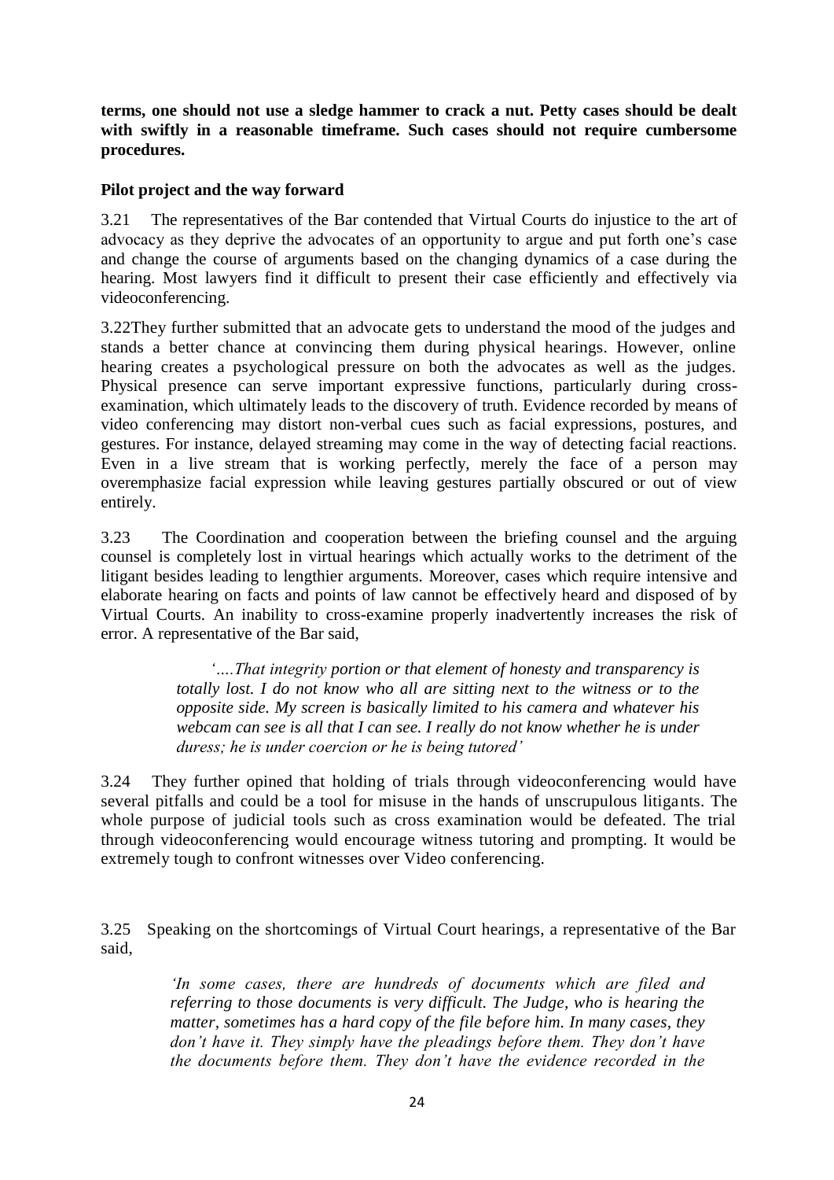**terms, one should not use a sledge hammer to crack a nut. Petty cases should be dealt with swiftly in a reasonable timeframe. Such cases should not require cumbersome procedures.**

**Pilot project and the way forward**

3.21 The representatives of the Bar contended that Virtual Courts do injustice to the art of advocacy as they deprive the advocates of an opportunity to argue and put forth one's case and change the course of arguments based on the changing dynamics of a case during the hearing. Most lawyers find it difficult to present their case efficiently and effectively via videoconferencing.

3.22They further submitted that an advocate gets to understand the mood of the judges and stands a better chance at convincing them during physical hearings. However, online hearing creates a psychological pressure on both the advocates as well as the judges. Physical presence can serve important expressive functions, particularly during cross-examination, which ultimately leads to the discovery of truth. Evidence recorded by means of video conferencing may distort non-verbal cues such as facial expressions, postures, and gestures. For instance, delayed streaming may come in the way of detecting facial reactions. Even in a live stream that is working perfectly, merely the face of a person may overemphasize facial expression while leaving gestures partially obscured or out of view entirely.

3.23 The Coordination and cooperation between the briefing counsel and the arguing counsel is completely lost in virtual hearings which actually works to the detriment of the litigant besides leading to lengthier arguments. Moreover, cases which require intensive and elaborate hearing on facts and points of law cannot be effectively heard and disposed of by Virtual Courts. An inability to cross-examine properly inadvertently increases the risk of error. A representative of the Bar said,

> *'….That integrity portion or that element of honesty and transparency is totally lost. I do not know who all are sitting next to the witness or to the opposite side. My screen is basically limited to his camera and whatever his webcam can see is all that I can see. I really do not know whether he is under duress; he is under coercion or he is being tutored'*

3.24 They further opined that holding of trials through videoconferencing would have several pitfalls and could be a tool for misuse in the hands of unscrupulous litigants. The whole purpose of judicial tools such as cross examination would be defeated. The trial through videoconferencing would encourage witness tutoring and prompting. It would be extremely tough to confront witnesses over Video conferencing.

3.25 Speaking on the shortcomings of Virtual Court hearings, a representative of the Bar said,

> *'In some cases, there are hundreds of documents which are filed and referring to those documents is very difficult. The Judge, who is hearing the matter, sometimes has a hard copy of the file before him. In many cases, they don't have it. They simply have the pleadings before them. They don't have the documents before them. They don't have the evidence recorded in the*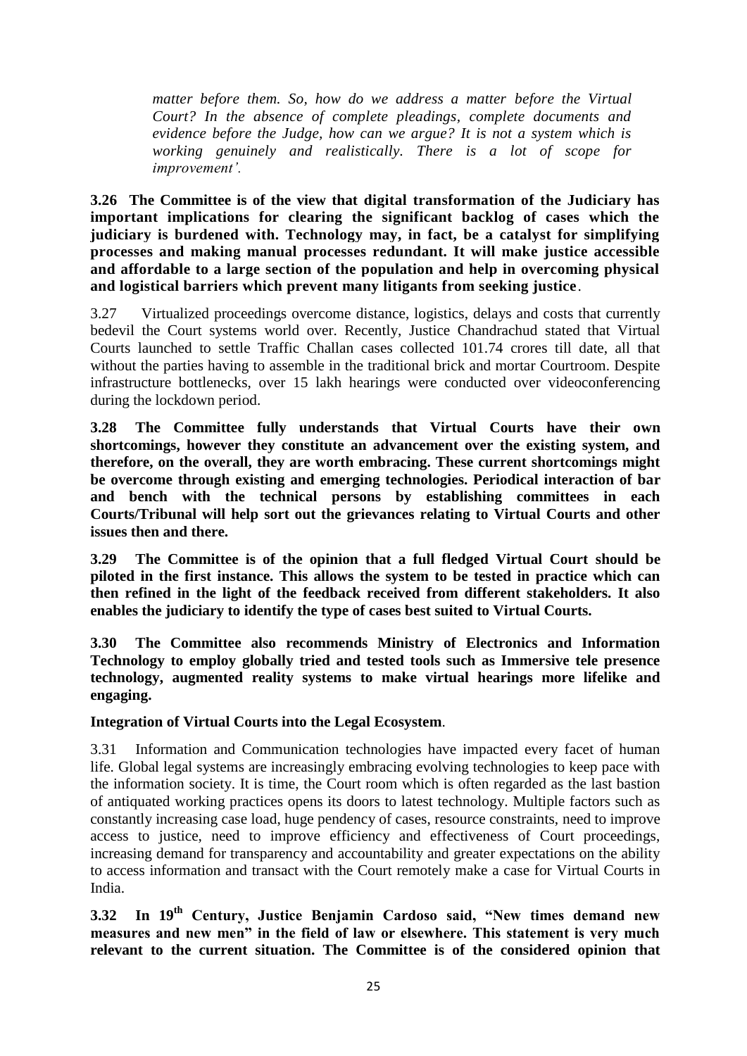*matter before them. So, how do we address a matter before the Virtual Court? In the absence of complete pleadings, complete documents and evidence before the Judge, how can we argue? It is not a system which is working genuinely and realistically. There is a lot of scope for improvement'.*

**3.26 The Committee is of the view that digital transformation of the Judiciary has important implications for clearing the significant backlog of cases which the judiciary is burdened with. Technology may, in fact, be a catalyst for simplifying processes and making manual processes redundant. It will make justice accessible and affordable to a large section of the population and help in overcoming physical and logistical barriers which prevent many litigants from seeking justice**.

3.27 Virtualized proceedings overcome distance, logistics, delays and costs that currently bedevil the Court systems world over. Recently, Justice Chandrachud stated that Virtual Courts launched to settle Traffic Challan cases collected 101.74 crores till date, all that without the parties having to assemble in the traditional brick and mortar Courtroom. Despite infrastructure bottlenecks, over 15 lakh hearings were conducted over videoconferencing during the lockdown period.

**3.28 The Committee fully understands that Virtual Courts have their own shortcomings, however they constitute an advancement over the existing system, and therefore, on the overall, they are worth embracing. These current shortcomings might be overcome through existing and emerging technologies. Periodical interaction of bar and bench with the technical persons by establishing committees in each Courts/Tribunal will help sort out the grievances relating to Virtual Courts and other issues then and there.**

**3.29 The Committee is of the opinion that a full fledged Virtual Court should be piloted in the first instance. This allows the system to be tested in practice which can then refined in the light of the feedback received from different stakeholders. It also enables the judiciary to identify the type of cases best suited to Virtual Courts.**

**3.30 The Committee also recommends Ministry of Electronics and Information Technology to employ globally tried and tested tools such as Immersive tele presence technology, augmented reality systems to make virtual hearings more lifelike and engaging.**

**Integration of Virtual Courts into the Legal Ecosystem**.

3.31 Information and Communication technologies have impacted every facet of human life. Global legal systems are increasingly embracing evolving technologies to keep pace with the information society. It is time, the Court room which is often regarded as the last bastion of antiquated working practices opens its doors to latest technology. Multiple factors such as constantly increasing case load, huge pendency of cases, resource constraints, need to improve access to justice, need to improve efficiency and effectiveness of Court proceedings, increasing demand for transparency and accountability and greater expectations on the ability to access information and transact with the Court remotely make a case for Virtual Courts in India.

**3.32 In 19th Century, Justice Benjamin Cardoso said, "New times demand new measures and new men" in the field of law or elsewhere. This statement is very much relevant to the current situation. The Committee is of the considered opinion that**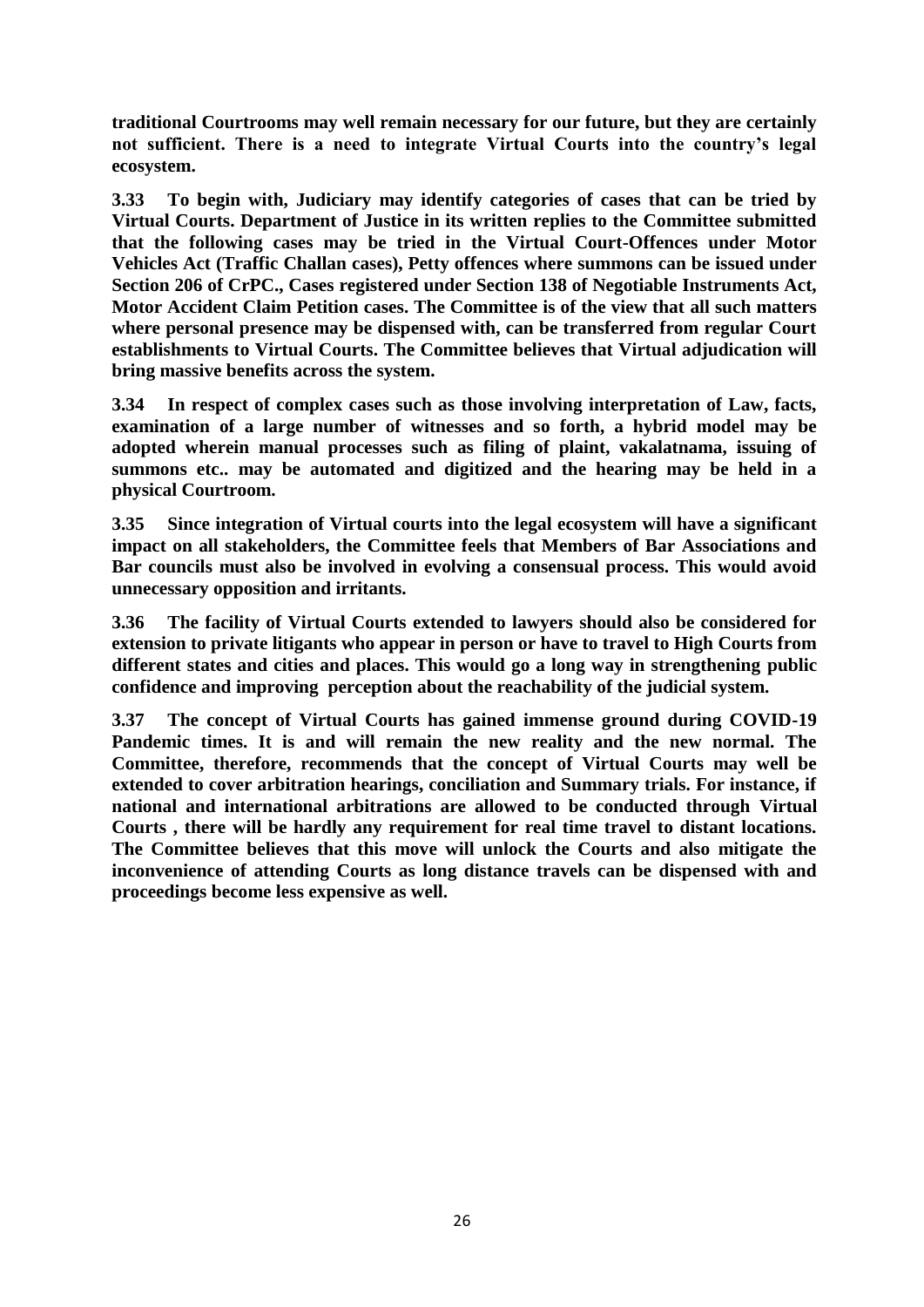**traditional Courtrooms may well remain necessary for our future, but they are certainly not sufficient. There is a need to integrate Virtual Courts into the country's legal ecosystem.**

**3.33 To begin with, Judiciary may identify categories of cases that can be tried by Virtual Courts. Department of Justice in its written replies to the Committee submitted that the following cases may be tried in the Virtual Court-Offences under Motor Vehicles Act (Traffic Challan cases), Petty offences where summons can be issued under Section 206 of CrPC., Cases registered under Section 138 of Negotiable Instruments Act, Motor Accident Claim Petition cases. The Committee is of the view that all such matters where personal presence may be dispensed with, can be transferred from regular Court establishments to Virtual Courts. The Committee believes that Virtual adjudication will bring massive benefits across the system.**

**3.34 In respect of complex cases such as those involving interpretation of Law, facts, examination of a large number of witnesses and so forth, a hybrid model may be adopted wherein manual processes such as filing of plaint, vakalatnama, issuing of summons etc.. may be automated and digitized and the hearing may be held in a physical Courtroom.**

**3.35 Since integration of Virtual courts into the legal ecosystem will have a significant impact on all stakeholders, the Committee feels that Members of Bar Associations and Bar councils must also be involved in evolving a consensual process. This would avoid unnecessary opposition and irritants.**

**3.36 The facility of Virtual Courts extended to lawyers should also be considered for extension to private litigants who appear in person or have to travel to High Courts from different states and cities and places. This would go a long way in strengthening public confidence and improving perception about the reachability of the judicial system.**

**3.37 The concept of Virtual Courts has gained immense ground during COVID-19 Pandemic times. It is and will remain the new reality and the new normal. The Committee, therefore, recommends that the concept of Virtual Courts may well be extended to cover arbitration hearings, conciliation and Summary trials. For instance, if national and international arbitrations are allowed to be conducted through Virtual Courts , there will be hardly any requirement for real time travel to distant locations. The Committee believes that this move will unlock the Courts and also mitigate the inconvenience of attending Courts as long distance travels can be dispensed with and proceedings become less expensive as well.**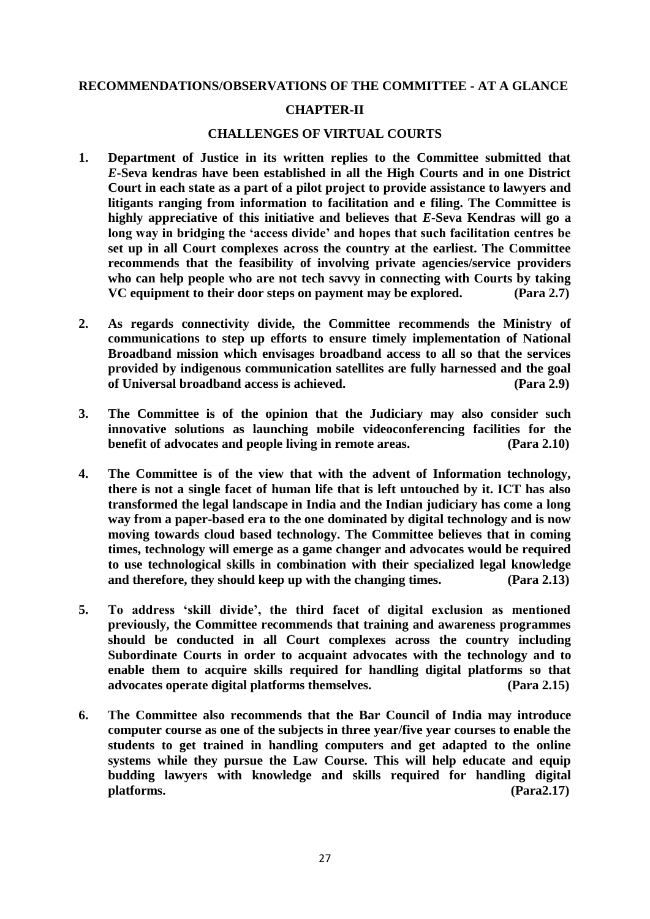**RECOMMENDATIONS/OBSERVATIONS OF THE COMMITTEE - AT A GLANCE**

## CHAPTER-II

### CHALLENGES OF VIRTUAL COURTS

1. **Department of Justice in its written replies to the Committee submitted that *E*-Seva kendras have been established in all the High Courts and in one District Court in each state as a part of a pilot project to provide assistance to lawyers and litigants ranging from information to facilitation and e filing. The Committee is highly appreciative of this initiative and believes that *E*-Seva Kendras will go a long way in bridging the 'access divide' and hopes that such facilitation centres be set up in all Court complexes across the country at the earliest. The Committee recommends that the feasibility of involving private agencies/service providers who can help people who are not tech savvy in connecting with Courts by taking VC equipment to their door steps on payment may be explored. (Para 2.7)**

2. **As regards connectivity divide, the Committee recommends the Ministry of communications to step up efforts to ensure timely implementation of National Broadband mission which envisages broadband access to all so that the services provided by indigenous communication satellites are fully harnessed and the goal of Universal broadband access is achieved. (Para 2.9)**

3. **The Committee is of the opinion that the Judiciary may also consider such innovative solutions as launching mobile videoconferencing facilities for the benefit of advocates and people living in remote areas. (Para 2.10)**

4. **The Committee is of the view that with the advent of Information technology, there is not a single facet of human life that is left untouched by it. ICT has also transformed the legal landscape in India and the Indian judiciary has come a long way from a paper-based era to the one dominated by digital technology and is now moving towards cloud based technology. The Committee believes that in coming times, technology will emerge as a game changer and advocates would be required to use technological skills in combination with their specialized legal knowledge and therefore, they should keep up with the changing times. (Para 2.13)**

5. **To address 'skill divide', the third facet of digital exclusion as mentioned previously, the Committee recommends that training and awareness programmes should be conducted in all Court complexes across the country including Subordinate Courts in order to acquaint advocates with the technology and to enable them to acquire skills required for handling digital platforms so that advocates operate digital platforms themselves. (Para 2.15)**

6. **The Committee also recommends that the Bar Council of India may introduce computer course as one of the subjects in three year/five year courses to enable the students to get trained in handling computers and get adapted to the online systems while they pursue the Law Course. This will help educate and equip budding lawyers with knowledge and skills required for handling digital platforms. (Para2.17)**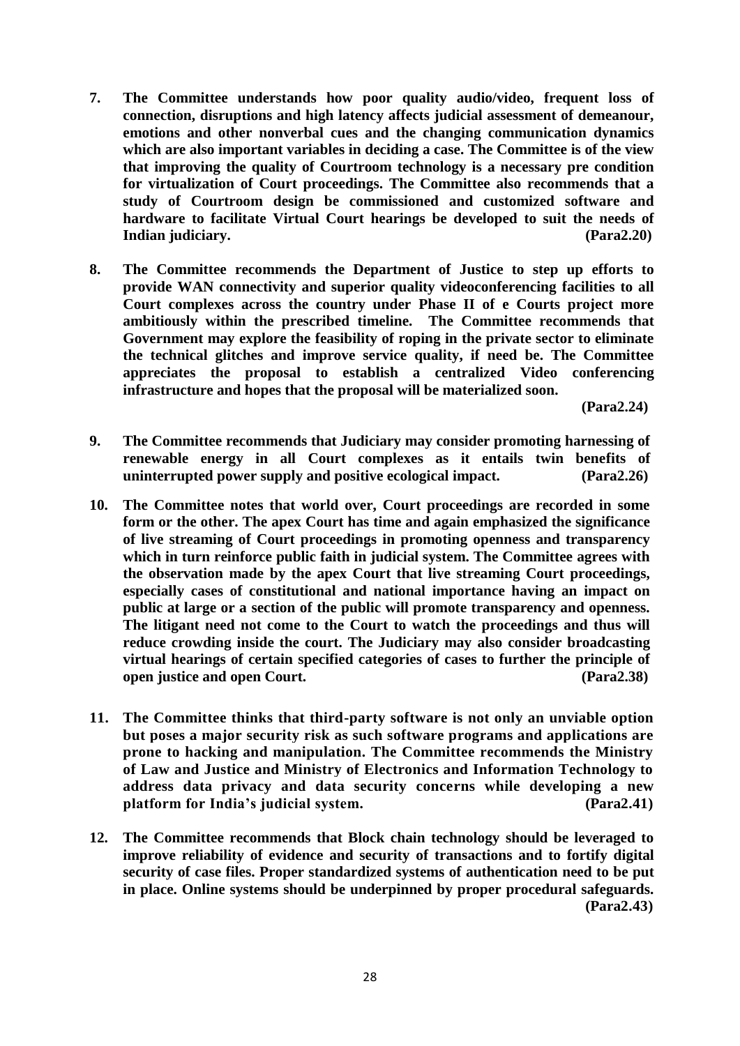**7. The Committee understands how poor quality audio/video, frequent loss of connection, disruptions and high latency affects judicial assessment of demeanour, emotions and other nonverbal cues and the changing communication dynamics which are also important variables in deciding a case. The Committee is of the view that improving the quality of Courtroom technology is a necessary pre condition for virtualization of Court proceedings. The Committee also recommends that a study of Courtroom design be commissioned and customized software and hardware to facilitate Virtual Court hearings be developed to suit the needs of Indian judiciary. (Para2.20)**

**8. The Committee recommends the Department of Justice to step up efforts to provide WAN connectivity and superior quality videoconferencing facilities to all Court complexes across the country under Phase II of e Courts project more ambitiously within the prescribed timeline. The Committee recommends that Government may explore the feasibility of roping in the private sector to eliminate the technical glitches and improve service quality, if need be. The Committee appreciates the proposal to establish a centralized Video conferencing infrastructure and hopes that the proposal will be materialized soon. (Para2.24)**

**9. The Committee recommends that Judiciary may consider promoting harnessing of renewable energy in all Court complexes as it entails twin benefits of uninterrupted power supply and positive ecological impact. (Para2.26)**

**10. The Committee notes that world over, Court proceedings are recorded in some form or the other. The apex Court has time and again emphasized the significance of live streaming of Court proceedings in promoting openness and transparency which in turn reinforce public faith in judicial system. The Committee agrees with the observation made by the apex Court that live streaming Court proceedings, especially cases of constitutional and national importance having an impact on public at large or a section of the public will promote transparency and openness. The litigant need not come to the Court to watch the proceedings and thus will reduce crowding inside the court. The Judiciary may also consider broadcasting virtual hearings of certain specified categories of cases to further the principle of open justice and open Court. (Para2.38)**

**11. The Committee thinks that third-party software is not only an unviable option but poses a major security risk as such software programs and applications are prone to hacking and manipulation. The Committee recommends the Ministry of Law and Justice and Ministry of Electronics and Information Technology to address data privacy and data security concerns while developing a new platform for India's judicial system. (Para2.41)**

**12. The Committee recommends that Block chain technology should be leveraged to improve reliability of evidence and security of transactions and to fortify digital security of case files. Proper standardized systems of authentication need to be put in place. Online systems should be underpinned by proper procedural safeguards. (Para2.43)**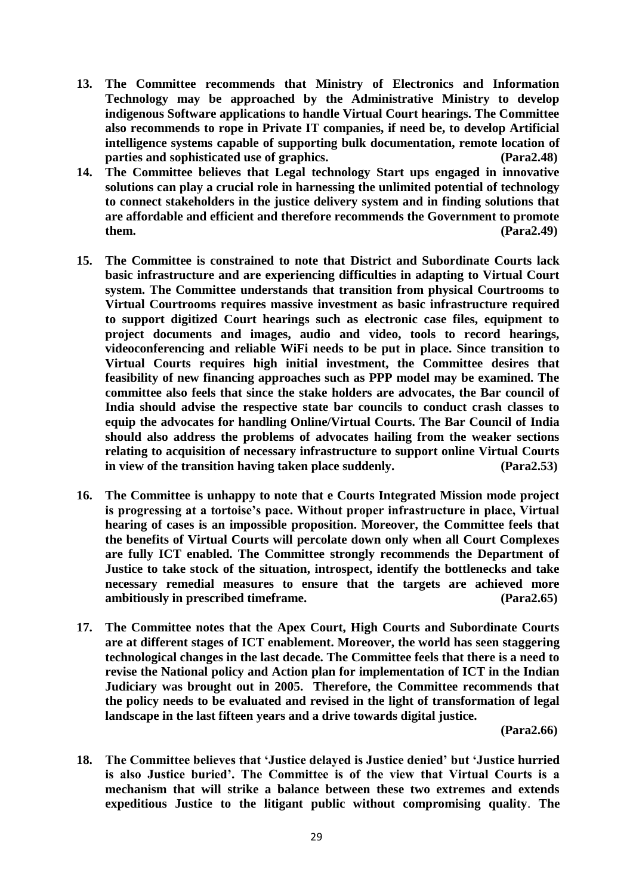**13. The Committee recommends that Ministry of Electronics and Information Technology may be approached by the Administrative Ministry to develop indigenous Software applications to handle Virtual Court hearings. The Committee also recommends to rope in Private IT companies, if need be, to develop Artificial intelligence systems capable of supporting bulk documentation, remote location of parties and sophisticated use of graphics. (Para2.48)**

**14. The Committee believes that Legal technology Start ups engaged in innovative solutions can play a crucial role in harnessing the unlimited potential of technology to connect stakeholders in the justice delivery system and in finding solutions that are affordable and efficient and therefore recommends the Government to promote them. (Para2.49)**

**15. The Committee is constrained to note that District and Subordinate Courts lack basic infrastructure and are experiencing difficulties in adapting to Virtual Court system. The Committee understands that transition from physical Courtrooms to Virtual Courtrooms requires massive investment as basic infrastructure required to support digitized Court hearings such as electronic case files, equipment to project documents and images, audio and video, tools to record hearings, videoconferencing and reliable WiFi needs to be put in place. Since transition to Virtual Courts requires high initial investment, the Committee desires that feasibility of new financing approaches such as PPP model may be examined. The committee also feels that since the stake holders are advocates, the Bar council of India should advise the respective state bar councils to conduct crash classes to equip the advocates for handling Online/Virtual Courts. The Bar Council of India should also address the problems of advocates hailing from the weaker sections relating to acquisition of necessary infrastructure to support online Virtual Courts in view of the transition having taken place suddenly. (Para2.53)**

**16. The Committee is unhappy to note that e Courts Integrated Mission mode project is progressing at a tortoise's pace. Without proper infrastructure in place, Virtual hearing of cases is an impossible proposition. Moreover, the Committee feels that the benefits of Virtual Courts will percolate down only when all Court Complexes are fully ICT enabled. The Committee strongly recommends the Department of Justice to take stock of the situation, introspect, identify the bottlenecks and take necessary remedial measures to ensure that the targets are achieved more ambitiously in prescribed timeframe. (Para2.65)**

**17. The Committee notes that the Apex Court, High Courts and Subordinate Courts are at different stages of ICT enablement. Moreover, the world has seen staggering technological changes in the last decade. The Committee feels that there is a need to revise the National policy and Action plan for implementation of ICT in the Indian Judiciary was brought out in 2005. Therefore, the Committee recommends that the policy needs to be evaluated and revised in the light of transformation of legal landscape in the last fifteen years and a drive towards digital justice. (Para2.66)**

**18. The Committee believes that 'Justice delayed is Justice denied' but 'Justice hurried is also Justice buried'. The Committee is of the view that Virtual Courts is a mechanism that will strike a balance between these two extremes and extends expeditious Justice to the litigant public without compromising quality. The**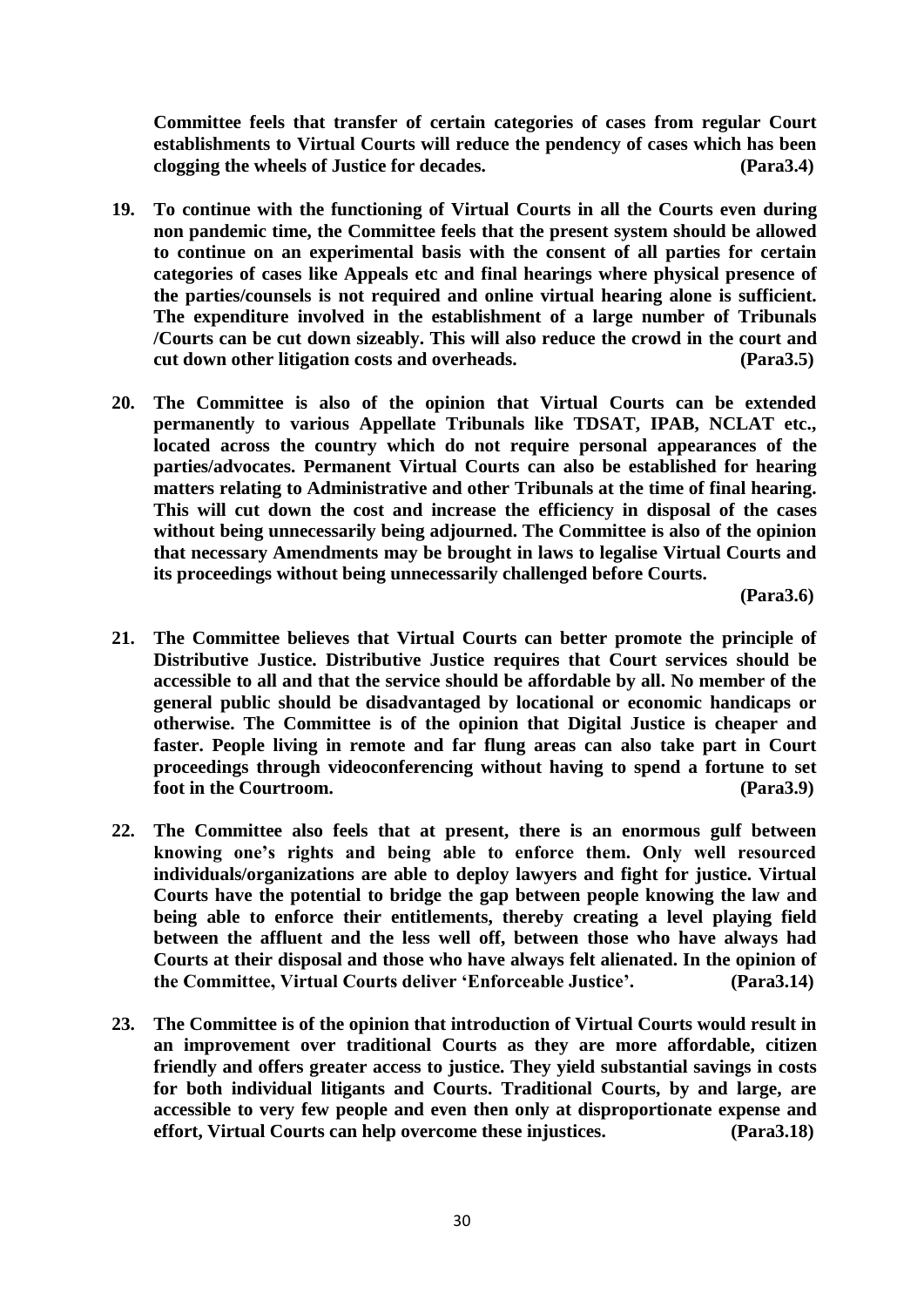**Committee feels that transfer of certain categories of cases from regular Court establishments to Virtual Courts will reduce the pendency of cases which has been clogging the wheels of Justice for decades. (Para3.4)**

19. **To continue with the functioning of Virtual Courts in all the Courts even during non pandemic time, the Committee feels that the present system should be allowed to continue on an experimental basis with the consent of all parties for certain categories of cases like Appeals etc and final hearings where physical presence of the parties/counsels is not required and online virtual hearing alone is sufficient. The expenditure involved in the establishment of a large number of Tribunals /Courts can be cut down sizeably. This will also reduce the crowd in the court and cut down other litigation costs and overheads. (Para3.5)**

20. **The Committee is also of the opinion that Virtual Courts can be extended permanently to various Appellate Tribunals like TDSAT, IPAB, NCLAT etc., located across the country which do not require personal appearances of the parties/advocates. Permanent Virtual Courts can also be established for hearing matters relating to Administrative and other Tribunals at the time of final hearing. This will cut down the cost and increase the efficiency in disposal of the cases without being unnecessarily being adjourned. The Committee is also of the opinion that necessary Amendments may be brought in laws to legalise Virtual Courts and its proceedings without being unnecessarily challenged before Courts. (Para3.6)**

21. **The Committee believes that Virtual Courts can better promote the principle of Distributive Justice. Distributive Justice requires that Court services should be accessible to all and that the service should be affordable by all. No member of the general public should be disadvantaged by locational or economic handicaps or otherwise. The Committee is of the opinion that Digital Justice is cheaper and faster. People living in remote and far flung areas can also take part in Court proceedings through videoconferencing without having to spend a fortune to set foot in the Courtroom. (Para3.9)**

22. **The Committee also feels that at present, there is an enormous gulf between knowing one's rights and being able to enforce them. Only well resourced individuals/organizations are able to deploy lawyers and fight for justice. Virtual Courts have the potential to bridge the gap between people knowing the law and being able to enforce their entitlements, thereby creating a level playing field between the affluent and the less well off, between those who have always had Courts at their disposal and those who have always felt alienated. In the opinion of the Committee, Virtual Courts deliver 'Enforceable Justice'. (Para3.14)**

23. **The Committee is of the opinion that introduction of Virtual Courts would result in an improvement over traditional Courts as they are more affordable, citizen friendly and offers greater access to justice. They yield substantial savings in costs for both individual litigants and Courts. Traditional Courts, by and large, are accessible to very few people and even then only at disproportionate expense and effort, Virtual Courts can help overcome these injustices. (Para3.18)**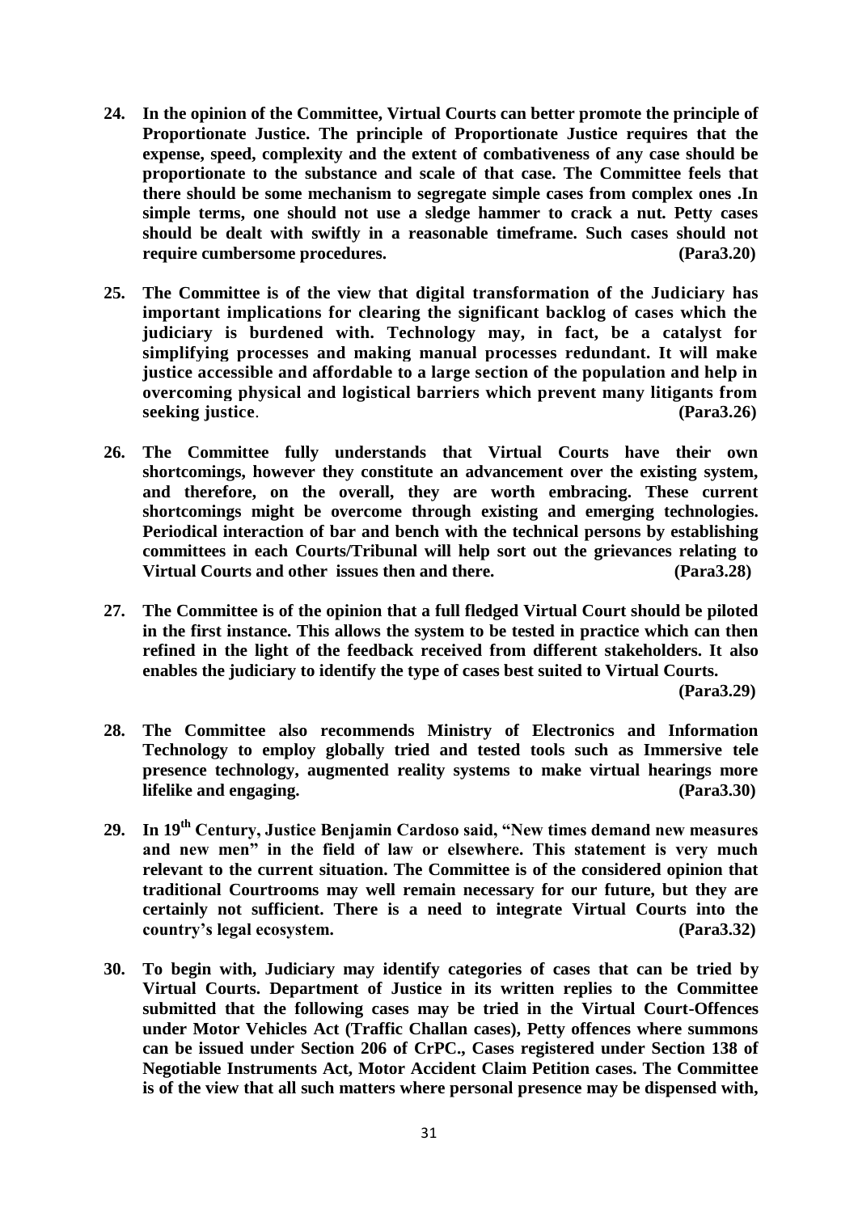**24. In the opinion of the Committee, Virtual Courts can better promote the principle of Proportionate Justice. The principle of Proportionate Justice requires that the expense, speed, complexity and the extent of combativeness of any case should be proportionate to the substance and scale of that case. The Committee feels that there should be some mechanism to segregate simple cases from complex ones .In simple terms, one should not use a sledge hammer to crack a nut. Petty cases should be dealt with swiftly in a reasonable timeframe. Such cases should not require cumbersome procedures. (Para3.20)**

**25. The Committee is of the view that digital transformation of the Judiciary has important implications for clearing the significant backlog of cases which the judiciary is burdened with. Technology may, in fact, be a catalyst for simplifying processes and making manual processes redundant. It will make justice accessible and affordable to a large section of the population and help in overcoming physical and logistical barriers which prevent many litigants from seeking justice. (Para3.26)**

**26. The Committee fully understands that Virtual Courts have their own shortcomings, however they constitute an advancement over the existing system, and therefore, on the overall, they are worth embracing. These current shortcomings might be overcome through existing and emerging technologies. Periodical interaction of bar and bench with the technical persons by establishing committees in each Courts/Tribunal will help sort out the grievances relating to Virtual Courts and other issues then and there. (Para3.28)**

**27. The Committee is of the opinion that a full fledged Virtual Court should be piloted in the first instance. This allows the system to be tested in practice which can then refined in the light of the feedback received from different stakeholders. It also enables the judiciary to identify the type of cases best suited to Virtual Courts. (Para3.29)**

**28. The Committee also recommends Ministry of Electronics and Information Technology to employ globally tried and tested tools such as Immersive tele presence technology, augmented reality systems to make virtual hearings more lifelike and engaging. (Para3.30)**

**29. In 19th Century, Justice Benjamin Cardoso said, "New times demand new measures and new men" in the field of law or elsewhere. This statement is very much relevant to the current situation. The Committee is of the considered opinion that traditional Courtrooms may well remain necessary for our future, but they are certainly not sufficient. There is a need to integrate Virtual Courts into the country's legal ecosystem. (Para3.32)**

**30. To begin with, Judiciary may identify categories of cases that can be tried by Virtual Courts. Department of Justice in its written replies to the Committee submitted that the following cases may be tried in the Virtual Court-Offences under Motor Vehicles Act (Traffic Challan cases), Petty offences where summons can be issued under Section 206 of CrPC., Cases registered under Section 138 of Negotiable Instruments Act, Motor Accident Claim Petition cases. The Committee is of the view that all such matters where personal presence may be dispensed with,**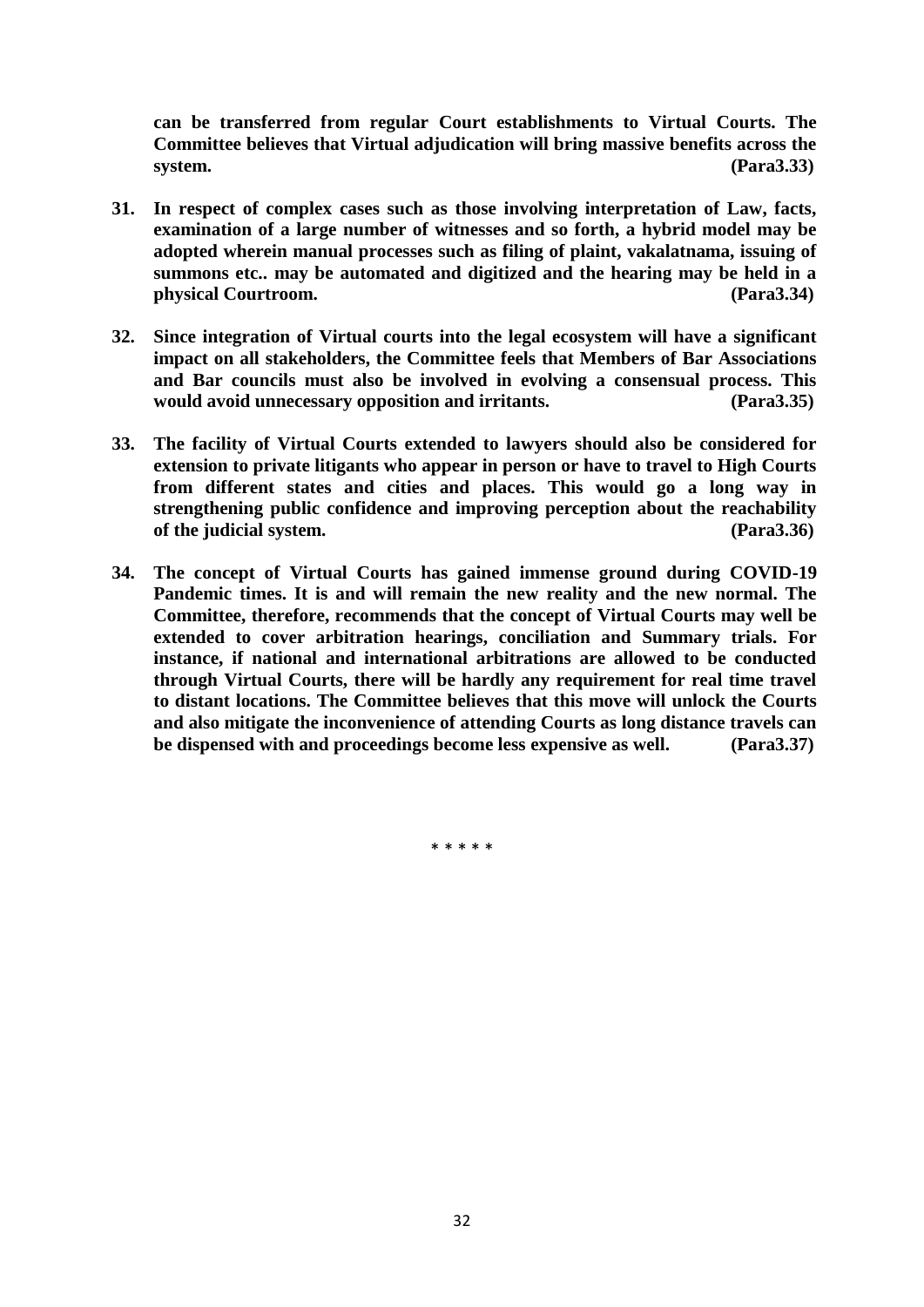**can be transferred from regular Court establishments to Virtual Courts. The Committee believes that Virtual adjudication will bring massive benefits across the system. (Para3.33)**

31. **In respect of complex cases such as those involving interpretation of Law, facts, examination of a large number of witnesses and so forth, a hybrid model may be adopted wherein manual processes such as filing of plaint, vakalatnama, issuing of summons etc.. may be automated and digitized and the hearing may be held in a physical Courtroom. (Para3.34)**

32. **Since integration of Virtual courts into the legal ecosystem will have a significant impact on all stakeholders, the Committee feels that Members of Bar Associations and Bar councils must also be involved in evolving a consensual process. This would avoid unnecessary opposition and irritants. (Para3.35)**

33. **The facility of Virtual Courts extended to lawyers should also be considered for extension to private litigants who appear in person or have to travel to High Courts from different states and cities and places. This would go a long way in strengthening public confidence and improving perception about the reachability of the judicial system. (Para3.36)**

34. **The concept of Virtual Courts has gained immense ground during COVID-19 Pandemic times. It is and will remain the new reality and the new normal. The Committee, therefore, recommends that the concept of Virtual Courts may well be extended to cover arbitration hearings, conciliation and Summary trials. For instance, if national and international arbitrations are allowed to be conducted through Virtual Courts, there will be hardly any requirement for real time travel to distant locations. The Committee believes that this move will unlock the Courts and also mitigate the inconvenience of attending Courts as long distance travels can be dispensed with and proceedings become less expensive as well. (Para3.37)**

* * * * *